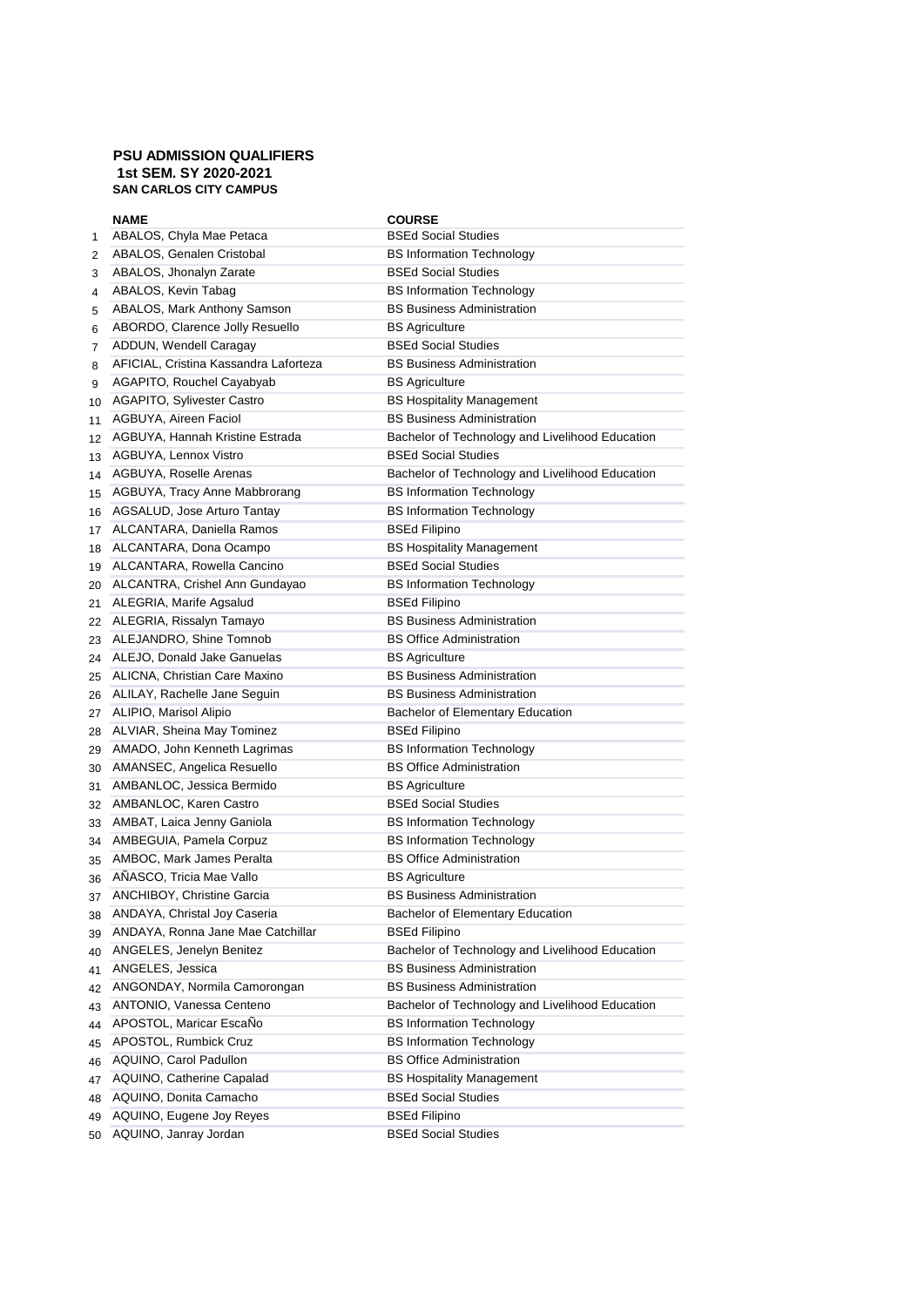**PSU ADMISSION QUALIFIERS**
**1st SEM. SY 2020-2021**
**SAN CARLOS CITY CAMPUS**

| | NAME | COURSE |
|---|---|---|
| 1 | ABALOS, Chyla Mae Petaca | BSEd Social Studies |
| 2 | ABALOS, Genalen Cristobal | BS Information Technology |
| 3 | ABALOS, Jhonalyn Zarate | BSEd Social Studies |
| 4 | ABALOS, Kevin Tabag | BS Information Technology |
| 5 | ABALOS, Mark Anthony Samson | BS Business Administration |
| 6 | ABORDO, Clarence Jolly Resuello | BS Agriculture |
| 7 | ADDUN, Wendell Caragay | BSEd Social Studies |
| 8 | AFICIAL, Cristina Kassandra Laforteza | BS Business Administration |
| 9 | AGAPITO, Rouchel Cayabyab | BS Agriculture |
| 10 | AGAPITO, Sylivester Castro | BS Hospitality Management |
| 11 | AGBUYA, Aireen Faciol | BS Business Administration |
| 12 | AGBUYA, Hannah Kristine Estrada | Bachelor of Technology and Livelihood Education |
| 13 | AGBUYA, Lennox Vistro | BSEd Social Studies |
| 14 | AGBUYA, Roselle Arenas | Bachelor of Technology and Livelihood Education |
| 15 | AGBUYA, Tracy Anne Mabbrorang | BS Information Technology |
| 16 | AGSALUD, Jose Arturo Tantay | BS Information Technology |
| 17 | ALCANTARA, Daniella Ramos | BSEd Filipino |
| 18 | ALCANTARA, Dona Ocampo | BS Hospitality Management |
| 19 | ALCANTARA, Rowella Cancino | BSEd Social Studies |
| 20 | ALCANTRA, Crishel Ann Gundayao | BS Information Technology |
| 21 | ALEGRIA, Marife Agsalud | BSEd Filipino |
| 22 | ALEGRIA, Rissalyn Tamayo | BS Business Administration |
| 23 | ALEJANDRO, Shine Tomnob | BS Office Administration |
| 24 | ALEJO, Donald Jake Ganuelas | BS Agriculture |
| 25 | ALICNA, Christian Care Maxino | BS Business Administration |
| 26 | ALILAY, Rachelle Jane Seguin | BS Business Administration |
| 27 | ALIPIO, Marisol Alipio | Bachelor of Elementary Education |
| 28 | ALVIAR, Sheina May Tominez | BSEd Filipino |
| 29 | AMADO, John Kenneth Lagrimas | BS Information Technology |
| 30 | AMANSEC, Angelica Resuello | BS Office Administration |
| 31 | AMBANLOC, Jessica Bermido | BS Agriculture |
| 32 | AMBANLOC, Karen Castro | BSEd Social Studies |
| 33 | AMBAT, Laica Jenny Ganiola | BS Information Technology |
| 34 | AMBEGUIA, Pamela Corpuz | BS Information Technology |
| 35 | AMBOC, Mark James Peralta | BS Office Administration |
| 36 | AÑASCO, Tricia Mae Vallo | BS Agriculture |
| 37 | ANCHIBOY, Christine Garcia | BS Business Administration |
| 38 | ANDAYA, Christal Joy Caseria | Bachelor of Elementary Education |
| 39 | ANDAYA, Ronna Jane Mae Catchillar | BSEd Filipino |
| 40 | ANGELES, Jenelyn Benitez | Bachelor of Technology and Livelihood Education |
| 41 | ANGELES, Jessica | BS Business Administration |
| 42 | ANGONDAY, Normila Camorongan | BS Business Administration |
| 43 | ANTONIO, Vanessa Centeno | Bachelor of Technology and Livelihood Education |
| 44 | APOSTOL, Maricar EscaÑo | BS Information Technology |
| 45 | APOSTOL, Rumbick Cruz | BS Information Technology |
| 46 | AQUINO, Carol Padullon | BS Office Administration |
| 47 | AQUINO, Catherine Capalad | BS Hospitality Management |
| 48 | AQUINO, Donita Camacho | BSEd Social Studies |
| 49 | AQUINO, Eugene Joy Reyes | BSEd Filipino |
| 50 | AQUINO, Janray Jordan | BSEd Social Studies |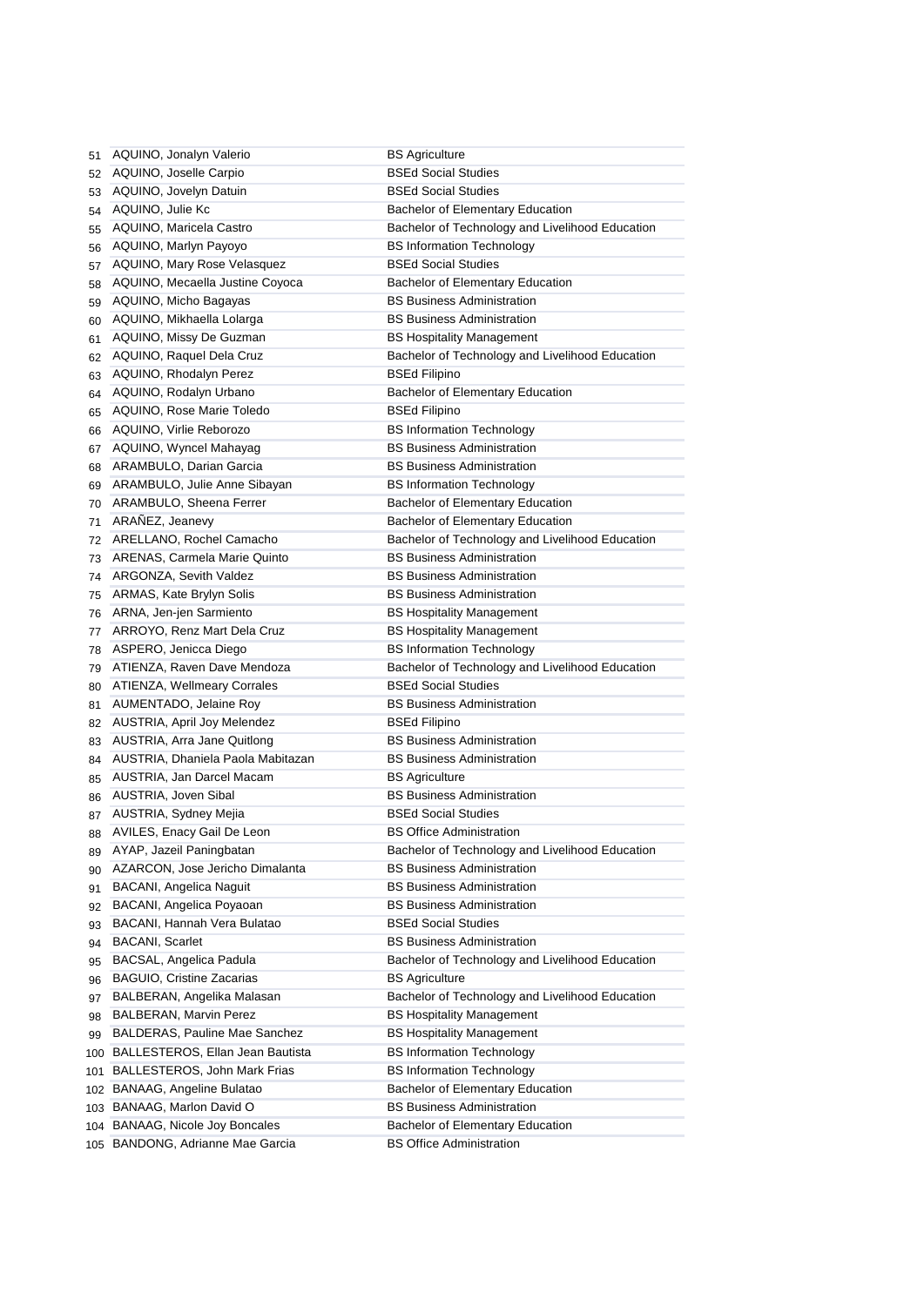| | | |
|---|---|---|
| 51 | AQUINO, Jonalyn Valerio | BS Agriculture |
| 52 | AQUINO, Joselle Carpio | BSEd Social Studies |
| 53 | AQUINO, Jovelyn Datuin | BSEd Social Studies |
| 54 | AQUINO, Julie Kc | Bachelor of Elementary Education |
| 55 | AQUINO, Maricela Castro | Bachelor of Technology and Livelihood Education |
| 56 | AQUINO, Marlyn Payoyo | BS Information Technology |
| 57 | AQUINO, Mary Rose Velasquez | BSEd Social Studies |
| 58 | AQUINO, Mecaella Justine Coyoca | Bachelor of Elementary Education |
| 59 | AQUINO, Micho Bagayas | BS Business Administration |
| 60 | AQUINO, Mikhaella Lolarga | BS Business Administration |
| 61 | AQUINO, Missy De Guzman | BS Hospitality Management |
| 62 | AQUINO, Raquel Dela Cruz | Bachelor of Technology and Livelihood Education |
| 63 | AQUINO, Rhodalyn Perez | BSEd Filipino |
| 64 | AQUINO, Rodalyn Urbano | Bachelor of Elementary Education |
| 65 | AQUINO, Rose Marie Toledo | BSEd Filipino |
| 66 | AQUINO, Virlie Reborozo | BS Information Technology |
| 67 | AQUINO, Wyncel Mahayag | BS Business Administration |
| 68 | ARAMBULO, Darian Garcia | BS Business Administration |
| 69 | ARAMBULO, Julie Anne Sibayan | BS Information Technology |
| 70 | ARAMBULO, Sheena Ferrer | Bachelor of Elementary Education |
| 71 | ARAÑEZ, Jeanevy | Bachelor of Elementary Education |
| 72 | ARELLANO, Rochel Camacho | Bachelor of Technology and Livelihood Education |
| 73 | ARENAS, Carmela Marie Quinto | BS Business Administration |
| 74 | ARGONZA, Sevith Valdez | BS Business Administration |
| 75 | ARMAS, Kate Brylyn Solis | BS Business Administration |
| 76 | ARNA, Jen-jen Sarmiento | BS Hospitality Management |
| 77 | ARROYO, Renz Mart Dela Cruz | BS Hospitality Management |
| 78 | ASPERO, Jenicca Diego | BS Information Technology |
| 79 | ATIENZA, Raven Dave Mendoza | Bachelor of Technology and Livelihood Education |
| 80 | ATIENZA, Wellmeary Corrales | BSEd Social Studies |
| 81 | AUMENTADO, Jelaine Roy | BS Business Administration |
| 82 | AUSTRIA, April Joy Melendez | BSEd Filipino |
| 83 | AUSTRIA, Arra Jane Quitlong | BS Business Administration |
| 84 | AUSTRIA, Dhaniela Paola Mabitazan | BS Business Administration |
| 85 | AUSTRIA, Jan Darcel Macam | BS Agriculture |
| 86 | AUSTRIA, Joven Sibal | BS Business Administration |
| 87 | AUSTRIA, Sydney Mejia | BSEd Social Studies |
| 88 | AVILES, Enacy Gail De Leon | BS Office Administration |
| 89 | AYAP, Jazeil Paningbatan | Bachelor of Technology and Livelihood Education |
| 90 | AZARCON, Jose Jericho Dimalanta | BS Business Administration |
| 91 | BACANI, Angelica Naguit | BS Business Administration |
| 92 | BACANI, Angelica Poyaoan | BS Business Administration |
| 93 | BACANI, Hannah Vera Bulatao | BSEd Social Studies |
| 94 | BACANI, Scarlet | BS Business Administration |
| 95 | BACSAL, Angelica Padula | Bachelor of Technology and Livelihood Education |
| 96 | BAGUIO, Cristine Zacarias | BS Agriculture |
| 97 | BALBERAN, Angelika Malasan | Bachelor of Technology and Livelihood Education |
| 98 | BALBERAN, Marvin Perez | BS Hospitality Management |
| 99 | BALDERAS, Pauline Mae Sanchez | BS Hospitality Management |
| 100 | BALLESTEROS, Ellan Jean Bautista | BS Information Technology |
| 101 | BALLESTEROS, John Mark Frias | BS Information Technology |
| 102 | BANAAG, Angeline Bulatao | Bachelor of Elementary Education |
| 103 | BANAAG, Marlon David O | BS Business Administration |
| 104 | BANAAG, Nicole Joy Boncales | Bachelor of Elementary Education |
| 105 | BANDONG, Adrianne Mae Garcia | BS Office Administration |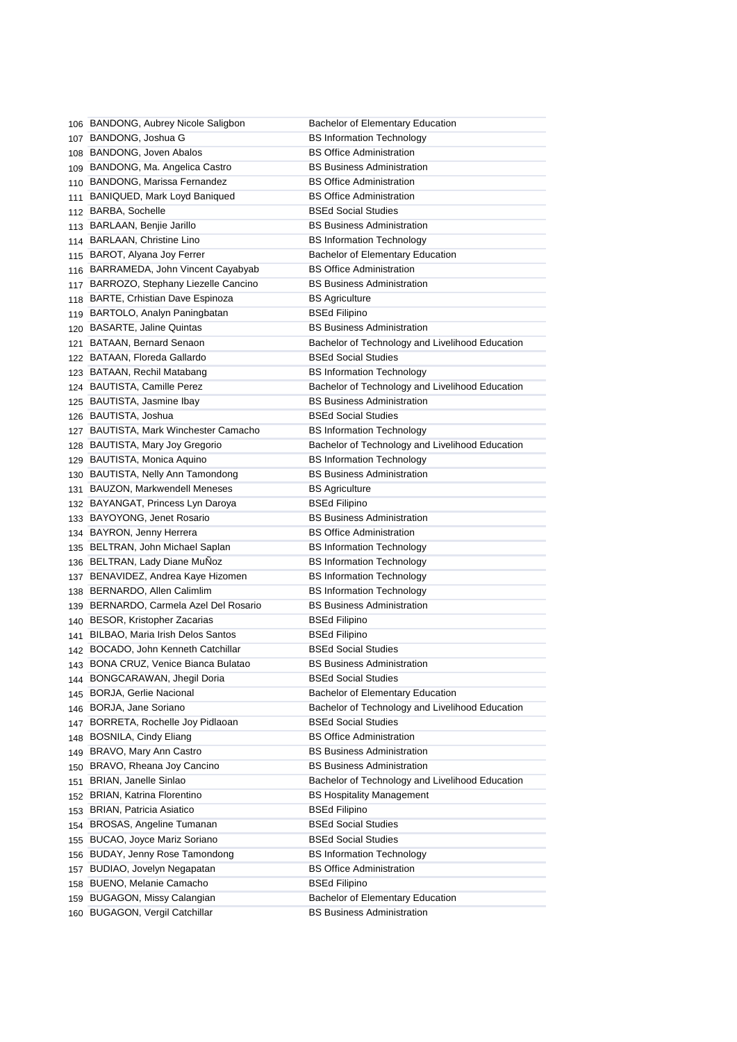| | | |
|---|---|---|
| 106 | BANDONG, Aubrey Nicole Saligbon | Bachelor of Elementary Education |
| 107 | BANDONG, Joshua G | BS Information Technology |
| 108 | BANDONG, Joven Abalos | BS Office Administration |
| 109 | BANDONG, Ma. Angelica Castro | BS Business Administration |
| 110 | BANDONG, Marissa Fernandez | BS Office Administration |
| 111 | BANIQUED, Mark Loyd Baniqued | BS Office Administration |
| 112 | BARBA, Sochelle | BSEd Social Studies |
| 113 | BARLAAN, Benjie Jarillo | BS Business Administration |
| 114 | BARLAAN, Christine Lino | BS Information Technology |
| 115 | BAROT, Alyana Joy Ferrer | Bachelor of Elementary Education |
| 116 | BARRAMEDA, John Vincent Cayabyab | BS Office Administration |
| 117 | BARROZO, Stephany Liezelle Cancino | BS Business Administration |
| 118 | BARTE, Crhistian Dave Espinoza | BS Agriculture |
| 119 | BARTOLO, Analyn Paningbatan | BSEd Filipino |
| 120 | BASARTE, Jaline Quintas | BS Business Administration |
| 121 | BATAAN, Bernard Senaon | Bachelor of Technology and Livelihood Education |
| 122 | BATAAN, Floreda Gallardo | BSEd Social Studies |
| 123 | BATAAN, Rechil Matabang | BS Information Technology |
| 124 | BAUTISTA, Camille Perez | Bachelor of Technology and Livelihood Education |
| 125 | BAUTISTA, Jasmine Ibay | BS Business Administration |
| 126 | BAUTISTA, Joshua | BSEd Social Studies |
| 127 | BAUTISTA, Mark Winchester Camacho | BS Information Technology |
| 128 | BAUTISTA, Mary Joy Gregorio | Bachelor of Technology and Livelihood Education |
| 129 | BAUTISTA, Monica Aquino | BS Information Technology |
| 130 | BAUTISTA, Nelly Ann Tamondong | BS Business Administration |
| 131 | BAUZON, Markwendell Meneses | BS Agriculture |
| 132 | BAYANGAT, Princess Lyn Daroya | BSEd Filipino |
| 133 | BAYOYONG, Jenet Rosario | BS Business Administration |
| 134 | BAYRON, Jenny Herrera | BS Office Administration |
| 135 | BELTRAN, John Michael Saplan | BS Information Technology |
| 136 | BELTRAN, Lady Diane MuÑoz | BS Information Technology |
| 137 | BENAVIDEZ, Andrea Kaye Hizomen | BS Information Technology |
| 138 | BERNARDO, Allen Calimlim | BS Information Technology |
| 139 | BERNARDO, Carmela Azel Del Rosario | BS Business Administration |
| 140 | BESOR, Kristopher Zacarias | BSEd Filipino |
| 141 | BILBAO, Maria Irish Delos Santos | BSEd Filipino |
| 142 | BOCADO, John Kenneth Catchillar | BSEd Social Studies |
| 143 | BONA CRUZ, Venice Bianca Bulatao | BS Business Administration |
| 144 | BONGCARAWAN, Jhegil Doria | BSEd Social Studies |
| 145 | BORJA, Gerlie Nacional | Bachelor of Elementary Education |
| 146 | BORJA, Jane Soriano | Bachelor of Technology and Livelihood Education |
| 147 | BORRETA, Rochelle Joy Pidlaoan | BSEd Social Studies |
| 148 | BOSNILA, Cindy Eliang | BS Office Administration |
| 149 | BRAVO, Mary Ann Castro | BS Business Administration |
| 150 | BRAVO, Rheana Joy Cancino | BS Business Administration |
| 151 | BRIAN, Janelle Sinlao | Bachelor of Technology and Livelihood Education |
| 152 | BRIAN, Katrina Florentino | BS Hospitality Management |
| 153 | BRIAN, Patricia Asiatico | BSEd Filipino |
| 154 | BROSAS, Angeline Tumanan | BSEd Social Studies |
| 155 | BUCAO, Joyce Mariz Soriano | BSEd Social Studies |
| 156 | BUDAY, Jenny Rose Tamondong | BS Information Technology |
| 157 | BUDIAO, Jovelyn Negapatan | BS Office Administration |
| 158 | BUENO, Melanie Camacho | BSEd Filipino |
| 159 | BUGAGON, Missy Calangian | Bachelor of Elementary Education |
| 160 | BUGAGON, Vergil Catchillar | BS Business Administration |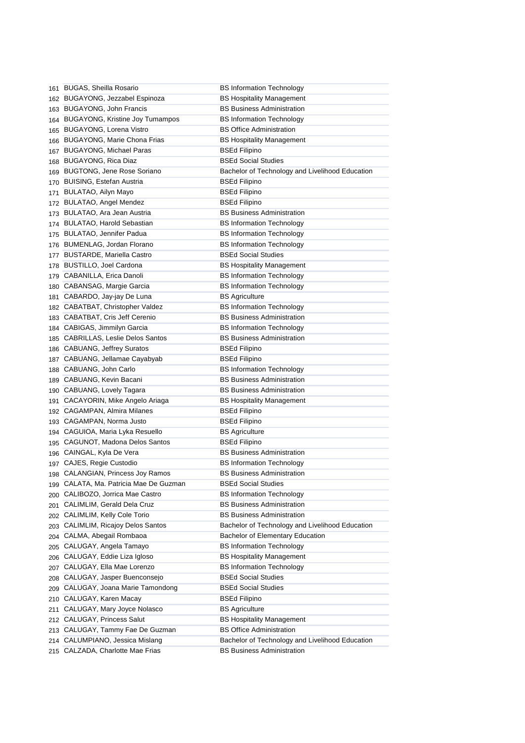| | | |
|---|---|---|
| 161 | BUGAS, Sheilla Rosario | BS Information Technology |
| 162 | BUGAYONG, Jezzabel Espinoza | BS Hospitality Management |
| 163 | BUGAYONG, John Francis | BS Business Administration |
| 164 | BUGAYONG, Kristine Joy Tumampos | BS Information Technology |
| 165 | BUGAYONG, Lorena Vistro | BS Office Administration |
| 166 | BUGAYONG, Marie Chona Frias | BS Hospitality Management |
| 167 | BUGAYONG, Michael Paras | BSEd Filipino |
| 168 | BUGAYONG, Rica Diaz | BSEd Social Studies |
| 169 | BUGTONG, Jene Rose Soriano | Bachelor of Technology and Livelihood Education |
| 170 | BUISING, Estefan Austria | BSEd Filipino |
| 171 | BULATAO, Ailyn Mayo | BSEd Filipino |
| 172 | BULATAO, Angel Mendez | BSEd Filipino |
| 173 | BULATAO, Ara Jean Austria | BS Business Administration |
| 174 | BULATAO, Harold Sebastian | BS Information Technology |
| 175 | BULATAO, Jennifer Padua | BS Information Technology |
| 176 | BUMENLAG, Jordan Florano | BS Information Technology |
| 177 | BUSTARDE, Mariella Castro | BSEd Social Studies |
| 178 | BUSTILLO, Joel Cardona | BS Hospitality Management |
| 179 | CABANILLA, Erica Danoli | BS Information Technology |
| 180 | CABANSAG, Margie Garcia | BS Information Technology |
| 181 | CABARDO, Jay-jay De Luna | BS Agriculture |
| 182 | CABATBAT, Christopher Valdez | BS Information Technology |
| 183 | CABATBAT, Cris Jeff Cerenio | BS Business Administration |
| 184 | CABIGAS, Jimmilyn Garcia | BS Information Technology |
| 185 | CABRILLAS, Leslie Delos Santos | BS Business Administration |
| 186 | CABUANG, Jeffrey Suratos | BSEd Filipino |
| 187 | CABUANG, Jellamae Cayabyab | BSEd Filipino |
| 188 | CABUANG, John Carlo | BS Information Technology |
| 189 | CABUANG, Kevin Bacani | BS Business Administration |
| 190 | CABUANG, Lovely Tagara | BS Business Administration |
| 191 | CACAYORIN, Mike Angelo Ariaga | BS Hospitality Management |
| 192 | CAGAMPAN, Almira Milanes | BSEd Filipino |
| 193 | CAGAMPAN, Norma Justo | BSEd Filipino |
| 194 | CAGUIOA, Maria Lyka Resuello | BS Agriculture |
| 195 | CAGUNOT, Madona Delos Santos | BSEd Filipino |
| 196 | CAINGAL, Kyla De Vera | BS Business Administration |
| 197 | CAJES, Regie Custodio | BS Information Technology |
| 198 | CALANGIAN, Princess Joy Ramos | BS Business Administration |
| 199 | CALATA, Ma. Patricia Mae De Guzman | BSEd Social Studies |
| 200 | CALIBOZO, Jorrica Mae Castro | BS Information Technology |
| 201 | CALIMLIM, Gerald Dela Cruz | BS Business Administration |
| 202 | CALIMLIM, Kelly Cole Torio | BS Business Administration |
| 203 | CALIMLIM, Ricajoy Delos Santos | Bachelor of Technology and Livelihood Education |
| 204 | CALMA, Abegail Rombaoa | Bachelor of Elementary Education |
| 205 | CALUGAY, Angela Tamayo | BS Information Technology |
| 206 | CALUGAY, Eddie Liza Igloso | BS Hospitality Management |
| 207 | CALUGAY, Ella Mae Lorenzo | BS Information Technology |
| 208 | CALUGAY, Jasper Buenconsejo | BSEd Social Studies |
| 209 | CALUGAY, Joana Marie Tamondong | BSEd Social Studies |
| 210 | CALUGAY, Karen Macay | BSEd Filipino |
| 211 | CALUGAY, Mary Joyce Nolasco | BS Agriculture |
| 212 | CALUGAY, Princess Salut | BS Hospitality Management |
| 213 | CALUGAY, Tammy Fae De Guzman | BS Office Administration |
| 214 | CALUMPIANO, Jessica Mislang | Bachelor of Technology and Livelihood Education |
| 215 | CALZADA, Charlotte Mae Frias | BS Business Administration |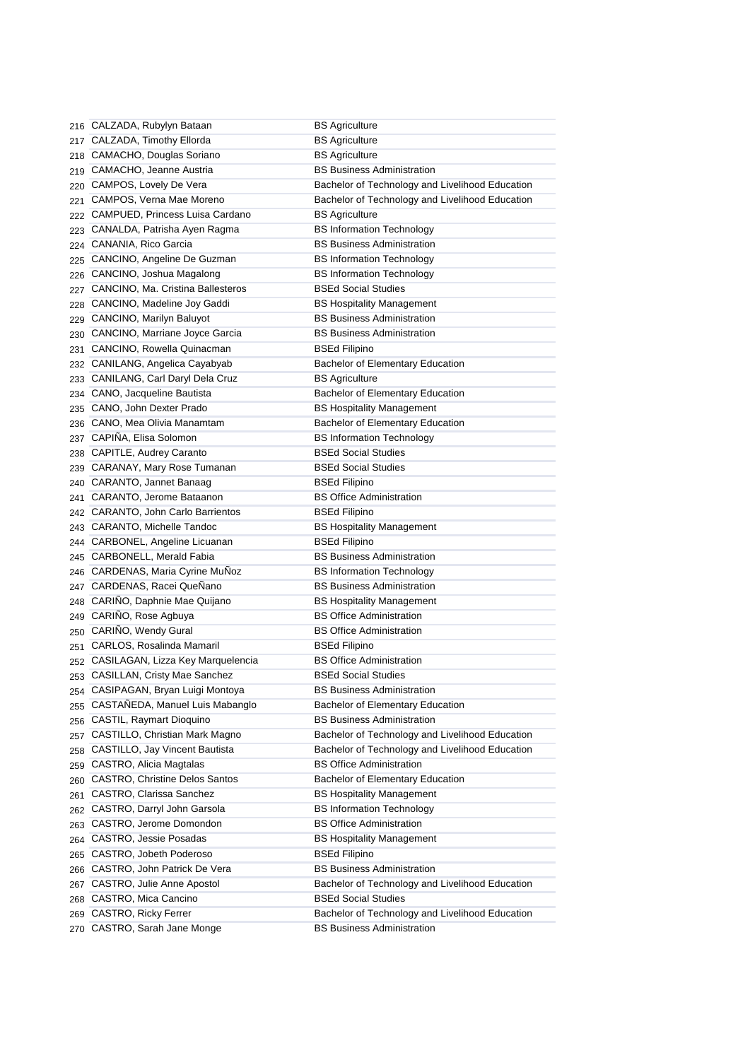| | | |
|---|---|---|
| 216 | CALZADA, Rubylyn Bataan | BS Agriculture |
| 217 | CALZADA, Timothy Ellorda | BS Agriculture |
| 218 | CAMACHO, Douglas Soriano | BS Agriculture |
| 219 | CAMACHO, Jeanne Austria | BS Business Administration |
| 220 | CAMPOS, Lovely De Vera | Bachelor of Technology and Livelihood Education |
| 221 | CAMPOS, Verna Mae Moreno | Bachelor of Technology and Livelihood Education |
| 222 | CAMPUED, Princess Luisa Cardano | BS Agriculture |
| 223 | CANALDA, Patrisha Ayen Ragma | BS Information Technology |
| 224 | CANANIA, Rico Garcia | BS Business Administration |
| 225 | CANCINO, Angeline De Guzman | BS Information Technology |
| 226 | CANCINO, Joshua Magalong | BS Information Technology |
| 227 | CANCINO, Ma. Cristina Ballesteros | BSEd Social Studies |
| 228 | CANCINO, Madeline Joy Gaddi | BS Hospitality Management |
| 229 | CANCINO, Marilyn Baluyot | BS Business Administration |
| 230 | CANCINO, Marriane Joyce Garcia | BS Business Administration |
| 231 | CANCINO, Rowella Quinacman | BSEd Filipino |
| 232 | CANILANG, Angelica Cayabyab | Bachelor of Elementary Education |
| 233 | CANILANG, Carl Daryl Dela Cruz | BS Agriculture |
| 234 | CANO, Jacqueline Bautista | Bachelor of Elementary Education |
| 235 | CANO, John Dexter Prado | BS Hospitality Management |
| 236 | CANO, Mea Olivia Manamtam | Bachelor of Elementary Education |
| 237 | CAPIÑA, Elisa Solomon | BS Information Technology |
| 238 | CAPITLE, Audrey Caranto | BSEd Social Studies |
| 239 | CARANAY, Mary Rose Tumanan | BSEd Social Studies |
| 240 | CARANTO, Jannet Banaag | BSEd Filipino |
| 241 | CARANTO, Jerome Bataanon | BS Office Administration |
| 242 | CARANTO, John Carlo Barrientos | BSEd Filipino |
| 243 | CARANTO, Michelle Tandoc | BS Hospitality Management |
| 244 | CARBONEL, Angeline Licuanan | BSEd Filipino |
| 245 | CARBONELL, Merald Fabia | BS Business Administration |
| 246 | CARDENAS, Maria Cyrine MuÑoz | BS Information Technology |
| 247 | CARDENAS, Racei QueÑano | BS Business Administration |
| 248 | CARIÑO, Daphnie Mae Quijano | BS Hospitality Management |
| 249 | CARIÑO, Rose Agbuya | BS Office Administration |
| 250 | CARIÑO, Wendy Gural | BS Office Administration |
| 251 | CARLOS, Rosalinda Mamaril | BSEd Filipino |
| 252 | CASILAGAN, Lizza Key Marquelencia | BS Office Administration |
| 253 | CASILLAN, Cristy Mae Sanchez | BSEd Social Studies |
| 254 | CASIPAGAN, Bryan Luigi Montoya | BS Business Administration |
| 255 | CASTAÑEDA, Manuel Luis Mabanglo | Bachelor of Elementary Education |
| 256 | CASTIL, Raymart Dioquino | BS Business Administration |
| 257 | CASTILLO, Christian Mark Magno | Bachelor of Technology and Livelihood Education |
| 258 | CASTILLO, Jay Vincent Bautista | Bachelor of Technology and Livelihood Education |
| 259 | CASTRO, Alicia Magtalas | BS Office Administration |
| 260 | CASTRO, Christine Delos Santos | Bachelor of Elementary Education |
| 261 | CASTRO, Clarissa Sanchez | BS Hospitality Management |
| 262 | CASTRO, Darryl John Garsola | BS Information Technology |
| 263 | CASTRO, Jerome Domondon | BS Office Administration |
| 264 | CASTRO, Jessie Posadas | BS Hospitality Management |
| 265 | CASTRO, Jobeth Poderoso | BSEd Filipino |
| 266 | CASTRO, John Patrick De Vera | BS Business Administration |
| 267 | CASTRO, Julie Anne Apostol | Bachelor of Technology and Livelihood Education |
| 268 | CASTRO, Mica Cancino | BSEd Social Studies |
| 269 | CASTRO, Ricky Ferrer | Bachelor of Technology and Livelihood Education |
| 270 | CASTRO, Sarah Jane Monge | BS Business Administration |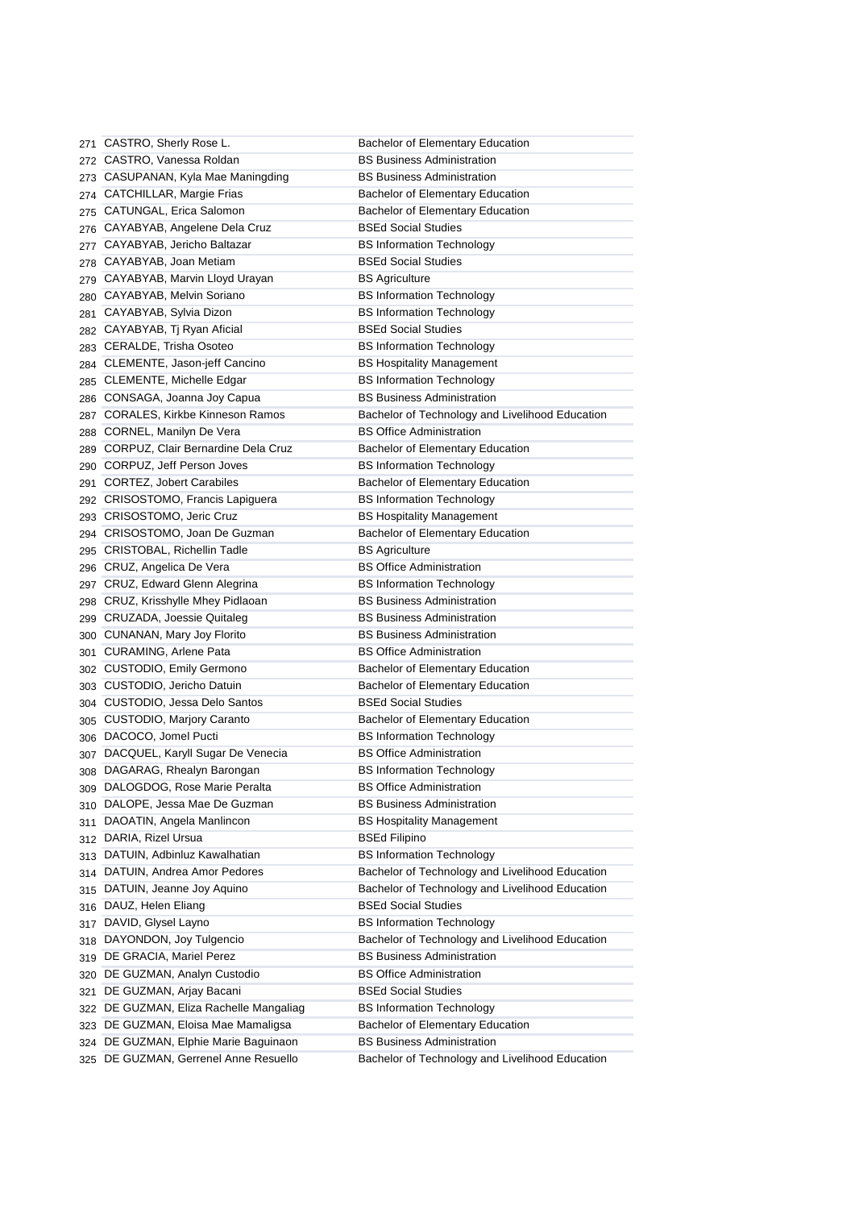| | | |
|---|---|---|
| 271 | CASTRO, Sherly Rose L. | Bachelor of Elementary Education |
| 272 | CASTRO, Vanessa Roldan | BS Business Administration |
| 273 | CASUPANAN, Kyla Mae Maningding | BS Business Administration |
| 274 | CATCHILLAR, Margie Frias | Bachelor of Elementary Education |
| 275 | CATUNGAL, Erica Salomon | Bachelor of Elementary Education |
| 276 | CAYABYAB, Angelene Dela Cruz | BSEd Social Studies |
| 277 | CAYABYAB, Jericho Baltazar | BS Information Technology |
| 278 | CAYABYAB, Joan Metiam | BSEd Social Studies |
| 279 | CAYABYAB, Marvin Lloyd Urayan | BS Agriculture |
| 280 | CAYABYAB, Melvin Soriano | BS Information Technology |
| 281 | CAYABYAB, Sylvia Dizon | BS Information Technology |
| 282 | CAYABYAB, Tj Ryan Aficial | BSEd Social Studies |
| 283 | CERALDE, Trisha Osoteo | BS Information Technology |
| 284 | CLEMENTE, Jason-jeff Cancino | BS Hospitality Management |
| 285 | CLEMENTE, Michelle Edgar | BS Information Technology |
| 286 | CONSAGA, Joanna Joy Capua | BS Business Administration |
| 287 | CORALES, Kirkbe Kinneson Ramos | Bachelor of Technology and Livelihood Education |
| 288 | CORNEL, Manilyn De Vera | BS Office Administration |
| 289 | CORPUZ, Clair Bernardine Dela Cruz | Bachelor of Elementary Education |
| 290 | CORPUZ, Jeff Person Joves | BS Information Technology |
| 291 | CORTEZ, Jobert Carabiles | Bachelor of Elementary Education |
| 292 | CRISOSTOMO, Francis Lapiguera | BS Information Technology |
| 293 | CRISOSTOMO, Jeric Cruz | BS Hospitality Management |
| 294 | CRISOSTOMO, Joan De Guzman | Bachelor of Elementary Education |
| 295 | CRISTOBAL, Richellin Tadle | BS Agriculture |
| 296 | CRUZ, Angelica De Vera | BS Office Administration |
| 297 | CRUZ, Edward Glenn Alegrina | BS Information Technology |
| 298 | CRUZ, Krisshylle Mhey Pidlaoan | BS Business Administration |
| 299 | CRUZADA, Joessie Quitaleg | BS Business Administration |
| 300 | CUNANAN, Mary Joy Florito | BS Business Administration |
| 301 | CURAMING, Arlene Pata | BS Office Administration |
| 302 | CUSTODIO, Emily Germono | Bachelor of Elementary Education |
| 303 | CUSTODIO, Jericho Datuin | Bachelor of Elementary Education |
| 304 | CUSTODIO, Jessa Delo Santos | BSEd Social Studies |
| 305 | CUSTODIO, Marjory Caranto | Bachelor of Elementary Education |
| 306 | DACOCO, Jomel Pucti | BS Information Technology |
| 307 | DACQUEL, Karyll Sugar De Venecia | BS Office Administration |
| 308 | DAGARAG, Rhealyn Barongan | BS Information Technology |
| 309 | DALOGDOG, Rose Marie Peralta | BS Office Administration |
| 310 | DALOPE, Jessa Mae De Guzman | BS Business Administration |
| 311 | DAOATIN, Angela Manlincon | BS Hospitality Management |
| 312 | DARIA, Rizel Ursua | BSEd Filipino |
| 313 | DATUIN, Adbinluz Kawalhatian | BS Information Technology |
| 314 | DATUIN, Andrea Amor Pedores | Bachelor of Technology and Livelihood Education |
| 315 | DATUIN, Jeanne Joy Aquino | Bachelor of Technology and Livelihood Education |
| 316 | DAUZ, Helen Eliang | BSEd Social Studies |
| 317 | DAVID, Glysel Layno | BS Information Technology |
| 318 | DAYONDON, Joy Tulgencio | Bachelor of Technology and Livelihood Education |
| 319 | DE GRACIA, Mariel Perez | BS Business Administration |
| 320 | DE GUZMAN, Analyn Custodio | BS Office Administration |
| 321 | DE GUZMAN, Arjay Bacani | BSEd Social Studies |
| 322 | DE GUZMAN, Eliza Rachelle Mangaliag | BS Information Technology |
| 323 | DE GUZMAN, Eloisa Mae Mamaligsa | Bachelor of Elementary Education |
| 324 | DE GUZMAN, Elphie Marie Baguinaon | BS Business Administration |
| 325 | DE GUZMAN, Gerrenel Anne Resuello | Bachelor of Technology and Livelihood Education |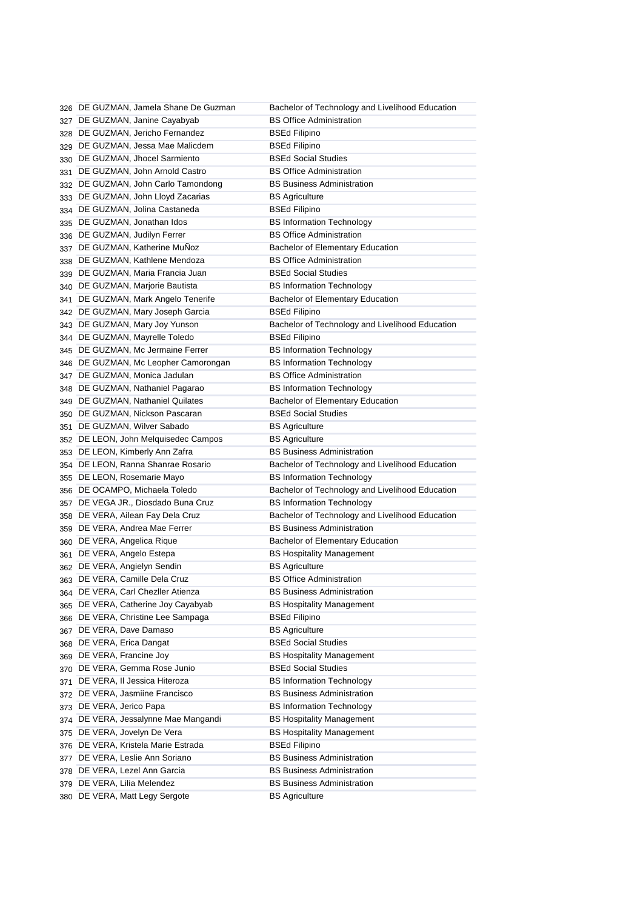| | | |
|---|---|---|
| 326 | DE GUZMAN, Jamela Shane De Guzman | Bachelor of Technology and Livelihood Education |
| 327 | DE GUZMAN, Janine Cayabyab | BS Office Administration |
| 328 | DE GUZMAN, Jericho Fernandez | BSEd Filipino |
| 329 | DE GUZMAN, Jessa Mae Malicdem | BSEd Filipino |
| 330 | DE GUZMAN, Jhocel Sarmiento | BSEd Social Studies |
| 331 | DE GUZMAN, John Arnold Castro | BS Office Administration |
| 332 | DE GUZMAN, John Carlo Tamondong | BS Business Administration |
| 333 | DE GUZMAN, John Lloyd Zacarias | BS Agriculture |
| 334 | DE GUZMAN, Jolina Castaneda | BSEd Filipino |
| 335 | DE GUZMAN, Jonathan Idos | BS Information Technology |
| 336 | DE GUZMAN, Judilyn Ferrer | BS Office Administration |
| 337 | DE GUZMAN, Katherine MuÑoz | Bachelor of Elementary Education |
| 338 | DE GUZMAN, Kathlene Mendoza | BS Office Administration |
| 339 | DE GUZMAN, Maria Francia Juan | BSEd Social Studies |
| 340 | DE GUZMAN, Marjorie Bautista | BS Information Technology |
| 341 | DE GUZMAN, Mark Angelo Tenerife | Bachelor of Elementary Education |
| 342 | DE GUZMAN, Mary Joseph Garcia | BSEd Filipino |
| 343 | DE GUZMAN, Mary Joy Yunson | Bachelor of Technology and Livelihood Education |
| 344 | DE GUZMAN, Mayrelle Toledo | BSEd Filipino |
| 345 | DE GUZMAN, Mc Jermaine Ferrer | BS Information Technology |
| 346 | DE GUZMAN, Mc Leopher Camorongan | BS Information Technology |
| 347 | DE GUZMAN, Monica Jadulan | BS Office Administration |
| 348 | DE GUZMAN, Nathaniel Pagarao | BS Information Technology |
| 349 | DE GUZMAN, Nathaniel Quilates | Bachelor of Elementary Education |
| 350 | DE GUZMAN, Nickson Pascaran | BSEd Social Studies |
| 351 | DE GUZMAN, Wilver Sabado | BS Agriculture |
| 352 | DE LEON, John Melquisedec Campos | BS Agriculture |
| 353 | DE LEON, Kimberly Ann Zafra | BS Business Administration |
| 354 | DE LEON, Ranna Shanrae Rosario | Bachelor of Technology and Livelihood Education |
| 355 | DE LEON, Rosemarie Mayo | BS Information Technology |
| 356 | DE OCAMPO, Michaela Toledo | Bachelor of Technology and Livelihood Education |
| 357 | DE VEGA JR., Diosdado Buna Cruz | BS Information Technology |
| 358 | DE VERA, Ailean Fay Dela Cruz | Bachelor of Technology and Livelihood Education |
| 359 | DE VERA, Andrea Mae Ferrer | BS Business Administration |
| 360 | DE VERA, Angelica Rique | Bachelor of Elementary Education |
| 361 | DE VERA, Angelo Estepa | BS Hospitality Management |
| 362 | DE VERA, Angielyn Sendin | BS Agriculture |
| 363 | DE VERA, Camille Dela Cruz | BS Office Administration |
| 364 | DE VERA, Carl Chezller Atienza | BS Business Administration |
| 365 | DE VERA, Catherine Joy Cayabyab | BS Hospitality Management |
| 366 | DE VERA, Christine Lee Sampaga | BSEd Filipino |
| 367 | DE VERA, Dave Damaso | BS Agriculture |
| 368 | DE VERA, Erica Dangat | BSEd Social Studies |
| 369 | DE VERA, Francine Joy | BS Hospitality Management |
| 370 | DE VERA, Gemma Rose Junio | BSEd Social Studies |
| 371 | DE VERA, Il Jessica Hiteroza | BS Information Technology |
| 372 | DE VERA, Jasmiine Francisco | BS Business Administration |
| 373 | DE VERA, Jerico Papa | BS Information Technology |
| 374 | DE VERA, Jessalynne Mae Mangandi | BS Hospitality Management |
| 375 | DE VERA, Jovelyn De Vera | BS Hospitality Management |
| 376 | DE VERA, Kristela Marie Estrada | BSEd Filipino |
| 377 | DE VERA, Leslie Ann Soriano | BS Business Administration |
| 378 | DE VERA, Lezel Ann Garcia | BS Business Administration |
| 379 | DE VERA, Lilia Melendez | BS Business Administration |
| 380 | DE VERA, Matt Legy Sergote | BS Agriculture |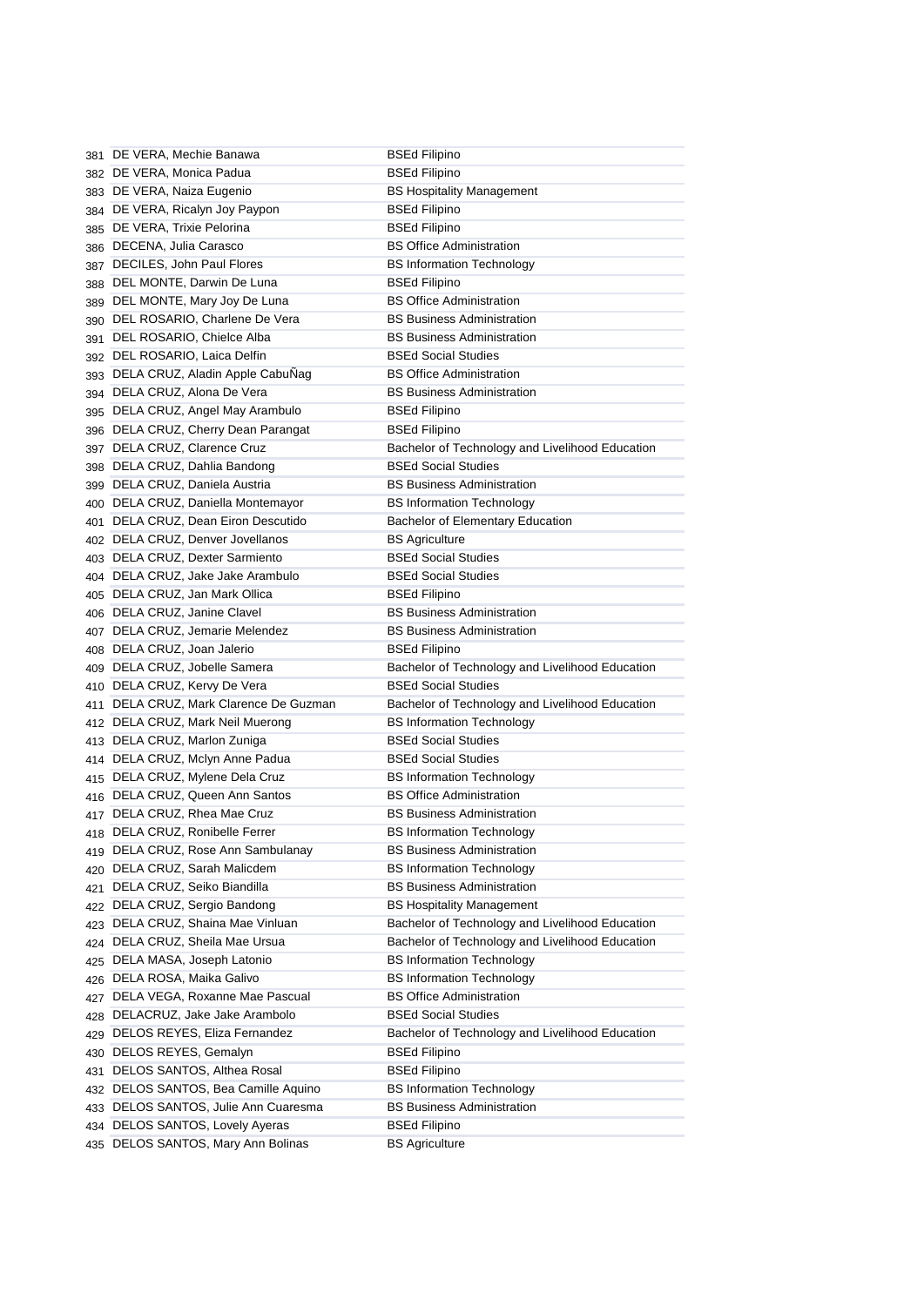| | | |
|---|---|---|
| 381 | DE VERA, Mechie Banawa | BSEd Filipino |
| 382 | DE VERA, Monica Padua | BSEd Filipino |
| 383 | DE VERA, Naiza Eugenio | BS Hospitality Management |
| 384 | DE VERA, Ricalyn Joy Paypon | BSEd Filipino |
| 385 | DE VERA, Trixie Pelorina | BSEd Filipino |
| 386 | DECENA, Julia Carasco | BS Office Administration |
| 387 | DECILES, John Paul Flores | BS Information Technology |
| 388 | DEL MONTE, Darwin De Luna | BSEd Filipino |
| 389 | DEL MONTE, Mary Joy De Luna | BS Office Administration |
| 390 | DEL ROSARIO, Charlene De Vera | BS Business Administration |
| 391 | DEL ROSARIO, Chielce Alba | BS Business Administration |
| 392 | DEL ROSARIO, Laica Delfin | BSEd Social Studies |
| 393 | DELA CRUZ, Aladin Apple CabuÑag | BS Office Administration |
| 394 | DELA CRUZ, Alona De Vera | BS Business Administration |
| 395 | DELA CRUZ, Angel May Arambulo | BSEd Filipino |
| 396 | DELA CRUZ, Cherry Dean Parangat | BSEd Filipino |
| 397 | DELA CRUZ, Clarence Cruz | Bachelor of Technology and Livelihood Education |
| 398 | DELA CRUZ, Dahlia Bandong | BSEd Social Studies |
| 399 | DELA CRUZ, Daniela Austria | BS Business Administration |
| 400 | DELA CRUZ, Daniella Montemayor | BS Information Technology |
| 401 | DELA CRUZ, Dean Eiron Descutido | Bachelor of Elementary Education |
| 402 | DELA CRUZ, Denver Jovellanos | BS Agriculture |
| 403 | DELA CRUZ, Dexter Sarmiento | BSEd Social Studies |
| 404 | DELA CRUZ, Jake Jake Arambulo | BSEd Social Studies |
| 405 | DELA CRUZ, Jan Mark Ollica | BSEd Filipino |
| 406 | DELA CRUZ, Janine Clavel | BS Business Administration |
| 407 | DELA CRUZ, Jemarie Melendez | BS Business Administration |
| 408 | DELA CRUZ, Joan Jalerio | BSEd Filipino |
| 409 | DELA CRUZ, Jobelle Samera | Bachelor of Technology and Livelihood Education |
| 410 | DELA CRUZ, Kervy De Vera | BSEd Social Studies |
| 411 | DELA CRUZ, Mark Clarence De Guzman | Bachelor of Technology and Livelihood Education |
| 412 | DELA CRUZ, Mark Neil Muerong | BS Information Technology |
| 413 | DELA CRUZ, Marlon Zuniga | BSEd Social Studies |
| 414 | DELA CRUZ, Mclyn Anne Padua | BSEd Social Studies |
| 415 | DELA CRUZ, Mylene Dela Cruz | BS Information Technology |
| 416 | DELA CRUZ, Queen Ann Santos | BS Office Administration |
| 417 | DELA CRUZ, Rhea Mae Cruz | BS Business Administration |
| 418 | DELA CRUZ, Ronibelle Ferrer | BS Information Technology |
| 419 | DELA CRUZ, Rose Ann Sambulanay | BS Business Administration |
| 420 | DELA CRUZ, Sarah Malicdem | BS Information Technology |
| 421 | DELA CRUZ, Seiko Biandilla | BS Business Administration |
| 422 | DELA CRUZ, Sergio Bandong | BS Hospitality Management |
| 423 | DELA CRUZ, Shaina Mae Vinluan | Bachelor of Technology and Livelihood Education |
| 424 | DELA CRUZ, Sheila Mae Ursua | Bachelor of Technology and Livelihood Education |
| 425 | DELA MASA, Joseph Latonio | BS Information Technology |
| 426 | DELA ROSA, Maika Galivo | BS Information Technology |
| 427 | DELA VEGA, Roxanne Mae Pascual | BS Office Administration |
| 428 | DELACRUZ, Jake Jake Arambolo | BSEd Social Studies |
| 429 | DELOS REYES, Eliza Fernandez | Bachelor of Technology and Livelihood Education |
| 430 | DELOS REYES, Gemalyn | BSEd Filipino |
| 431 | DELOS SANTOS, Althea Rosal | BSEd Filipino |
| 432 | DELOS SANTOS, Bea Camille Aquino | BS Information Technology |
| 433 | DELOS SANTOS, Julie Ann Cuaresma | BS Business Administration |
| 434 | DELOS SANTOS, Lovely Ayeras | BSEd Filipino |
| 435 | DELOS SANTOS, Mary Ann Bolinas | BS Agriculture |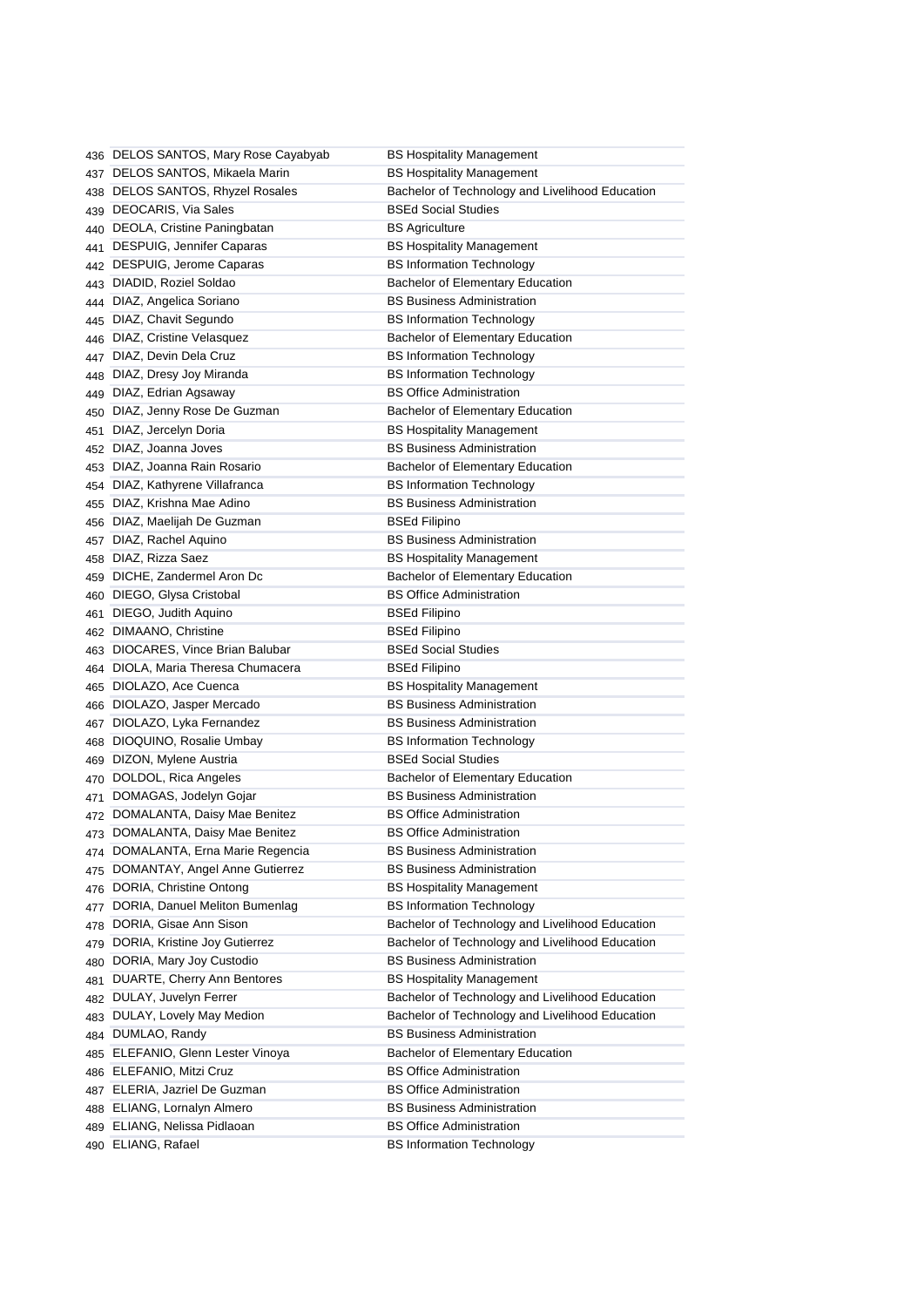| | | |
|---|---|---|
| 436 | DELOS SANTOS, Mary Rose Cayabyab | BS Hospitality Management |
| 437 | DELOS SANTOS, Mikaela Marin | BS Hospitality Management |
| 438 | DELOS SANTOS, Rhyzel Rosales | Bachelor of Technology and Livelihood Education |
| 439 | DEOCARIS, Via Sales | BSEd Social Studies |
| 440 | DEOLA, Cristine Paningbatan | BS Agriculture |
| 441 | DESPUIG, Jennifer Caparas | BS Hospitality Management |
| 442 | DESPUIG, Jerome Caparas | BS Information Technology |
| 443 | DIADID, Roziel Soldao | Bachelor of Elementary Education |
| 444 | DIAZ, Angelica Soriano | BS Business Administration |
| 445 | DIAZ, Chavit Segundo | BS Information Technology |
| 446 | DIAZ, Cristine Velasquez | Bachelor of Elementary Education |
| 447 | DIAZ, Devin Dela Cruz | BS Information Technology |
| 448 | DIAZ, Dresy Joy Miranda | BS Information Technology |
| 449 | DIAZ, Edrian Agsaway | BS Office Administration |
| 450 | DIAZ, Jenny Rose De Guzman | Bachelor of Elementary Education |
| 451 | DIAZ, Jercelyn Doria | BS Hospitality Management |
| 452 | DIAZ, Joanna Joves | BS Business Administration |
| 453 | DIAZ, Joanna Rain Rosario | Bachelor of Elementary Education |
| 454 | DIAZ, Kathyrene Villafranca | BS Information Technology |
| 455 | DIAZ, Krishna Mae Adino | BS Business Administration |
| 456 | DIAZ, Maelijah De Guzman | BSEd Filipino |
| 457 | DIAZ, Rachel Aquino | BS Business Administration |
| 458 | DIAZ, Rizza Saez | BS Hospitality Management |
| 459 | DICHE, Zandermel Aron Dc | Bachelor of Elementary Education |
| 460 | DIEGO, Glysa Cristobal | BS Office Administration |
| 461 | DIEGO, Judith Aquino | BSEd Filipino |
| 462 | DIMAANO, Christine | BSEd Filipino |
| 463 | DIOCARES, Vince Brian Balubar | BSEd Social Studies |
| 464 | DIOLA, Maria Theresa Chumacera | BSEd Filipino |
| 465 | DIOLAZO, Ace Cuenca | BS Hospitality Management |
| 466 | DIOLAZO, Jasper Mercado | BS Business Administration |
| 467 | DIOLAZO, Lyka Fernandez | BS Business Administration |
| 468 | DIOQUINO, Rosalie Umbay | BS Information Technology |
| 469 | DIZON, Mylene Austria | BSEd Social Studies |
| 470 | DOLDOL, Rica Angeles | Bachelor of Elementary Education |
| 471 | DOMAGAS, Jodelyn Gojar | BS Business Administration |
| 472 | DOMALANTA, Daisy Mae Benitez | BS Office Administration |
| 473 | DOMALANTA, Daisy Mae Benitez | BS Office Administration |
| 474 | DOMALANTA, Erna Marie Regencia | BS Business Administration |
| 475 | DOMANTAY, Angel Anne Gutierrez | BS Business Administration |
| 476 | DORIA, Christine Ontong | BS Hospitality Management |
| 477 | DORIA, Danuel Meliton Bumenlag | BS Information Technology |
| 478 | DORIA, Gisae Ann Sison | Bachelor of Technology and Livelihood Education |
| 479 | DORIA, Kristine Joy Gutierrez | Bachelor of Technology and Livelihood Education |
| 480 | DORIA, Mary Joy Custodio | BS Business Administration |
| 481 | DUARTE, Cherry Ann Bentores | BS Hospitality Management |
| 482 | DULAY, Juvelyn Ferrer | Bachelor of Technology and Livelihood Education |
| 483 | DULAY, Lovely May Medion | Bachelor of Technology and Livelihood Education |
| 484 | DUMLAO, Randy | BS Business Administration |
| 485 | ELEFANIO, Glenn Lester Vinoya | Bachelor of Elementary Education |
| 486 | ELEFANIO, Mitzi Cruz | BS Office Administration |
| 487 | ELERIA, Jazriel De Guzman | BS Office Administration |
| 488 | ELIANG, Lornalyn Almero | BS Business Administration |
| 489 | ELIANG, Nelissa Pidlaoan | BS Office Administration |
| 490 | ELIANG, Rafael | BS Information Technology |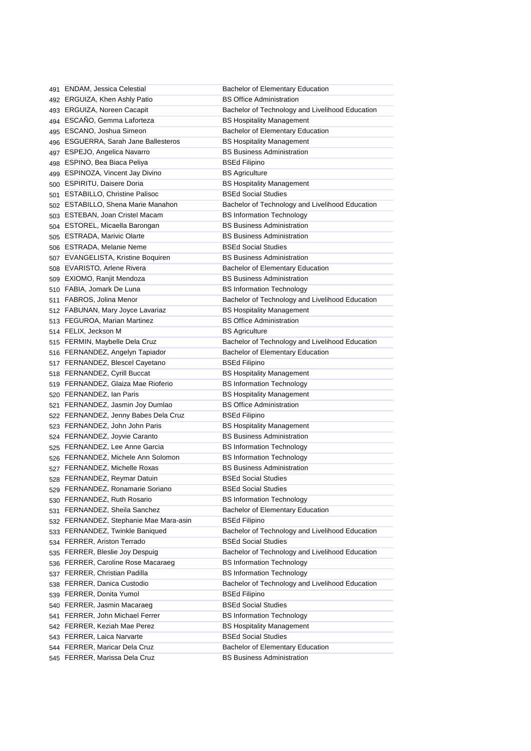| | | |
|---|---|---|
| 491 | ENDAM, Jessica Celestial | Bachelor of Elementary Education |
| 492 | ERGUIZA, Khen Ashly Patio | BS Office Administration |
| 493 | ERGUIZA, Noreen Cacapit | Bachelor of Technology and Livelihood Education |
| 494 | ESCAÑO, Gemma Laforteza | BS Hospitality Management |
| 495 | ESCANO, Joshua Simeon | Bachelor of Elementary Education |
| 496 | ESGUERRA, Sarah Jane Ballesteros | BS Hospitality Management |
| 497 | ESPEJO, Angelica Navarro | BS Business Administration |
| 498 | ESPINO, Bea Biaca Peliya | BSEd Filipino |
| 499 | ESPINOZA, Vincent Jay Divino | BS Agriculture |
| 500 | ESPIRITU, Daisere Doria | BS Hospitality Management |
| 501 | ESTABILLO, Christine Palisoc | BSEd Social Studies |
| 502 | ESTABILLO, Shena Marie Manahon | Bachelor of Technology and Livelihood Education |
| 503 | ESTEBAN, Joan Cristel Macam | BS Information Technology |
| 504 | ESTOREL, Micaella Barongan | BS Business Administration |
| 505 | ESTRADA, Marivic Olarte | BS Business Administration |
| 506 | ESTRADA, Melanie Neme | BSEd Social Studies |
| 507 | EVANGELISTA, Kristine Boquiren | BS Business Administration |
| 508 | EVARISTO, Arlene Rivera | Bachelor of Elementary Education |
| 509 | EXIOMO, Ranjit Mendoza | BS Business Administration |
| 510 | FABIA, Jomark De Luna | BS Information Technology |
| 511 | FABROS, Jolina Menor | Bachelor of Technology and Livelihood Education |
| 512 | FABUNAN, Mary Joyce Lavariaz | BS Hospitality Management |
| 513 | FEGUROA, Marian Martinez | BS Office Administration |
| 514 | FELIX, Jeckson M | BS Agriculture |
| 515 | FERMIN, Maybelle Dela Cruz | Bachelor of Technology and Livelihood Education |
| 516 | FERNANDEZ, Angelyn Tapiador | Bachelor of Elementary Education |
| 517 | FERNANDEZ, Blescel Cayetano | BSEd Filipino |
| 518 | FERNANDEZ, Cyrill Buccat | BS Hospitality Management |
| 519 | FERNANDEZ, Glaiza Mae Rioferio | BS Information Technology |
| 520 | FERNANDEZ, Ian Paris | BS Hospitality Management |
| 521 | FERNANDEZ, Jasmin Joy Dumlao | BS Office Administration |
| 522 | FERNANDEZ, Jenny Babes Dela Cruz | BSEd Filipino |
| 523 | FERNANDEZ, John John Paris | BS Hospitality Management |
| 524 | FERNANDEZ, Joyvie Caranto | BS Business Administration |
| 525 | FERNANDEZ, Lee Anne Garcia | BS Information Technology |
| 526 | FERNANDEZ, Michele Ann Solomon | BS Information Technology |
| 527 | FERNANDEZ, Michelle Roxas | BS Business Administration |
| 528 | FERNANDEZ, Reymar Datuin | BSEd Social Studies |
| 529 | FERNANDEZ, Ronamarie Soriano | BSEd Social Studies |
| 530 | FERNANDEZ, Ruth Rosario | BS Information Technology |
| 531 | FERNANDEZ, Sheila Sanchez | Bachelor of Elementary Education |
| 532 | FERNANDEZ, Stephanie Mae Mara-asin | BSEd Filipino |
| 533 | FERNANDEZ, Twinkle Baniqued | Bachelor of Technology and Livelihood Education |
| 534 | FERRER, Ariston Terrado | BSEd Social Studies |
| 535 | FERRER, Bleslie Joy Despuig | Bachelor of Technology and Livelihood Education |
| 536 | FERRER, Caroline Rose Macaraeg | BS Information Technology |
| 537 | FERRER, Christian Padilla | BS Information Technology |
| 538 | FERRER, Danica Custodio | Bachelor of Technology and Livelihood Education |
| 539 | FERRER, Donita Yumol | BSEd Filipino |
| 540 | FERRER, Jasmin Macaraeg | BSEd Social Studies |
| 541 | FERRER, John Michael Ferrer | BS Information Technology |
| 542 | FERRER, Keziah Mae Perez | BS Hospitality Management |
| 543 | FERRER, Laica Narvarte | BSEd Social Studies |
| 544 | FERRER, Maricar Dela Cruz | Bachelor of Elementary Education |
| 545 | FERRER, Marissa Dela Cruz | BS Business Administration |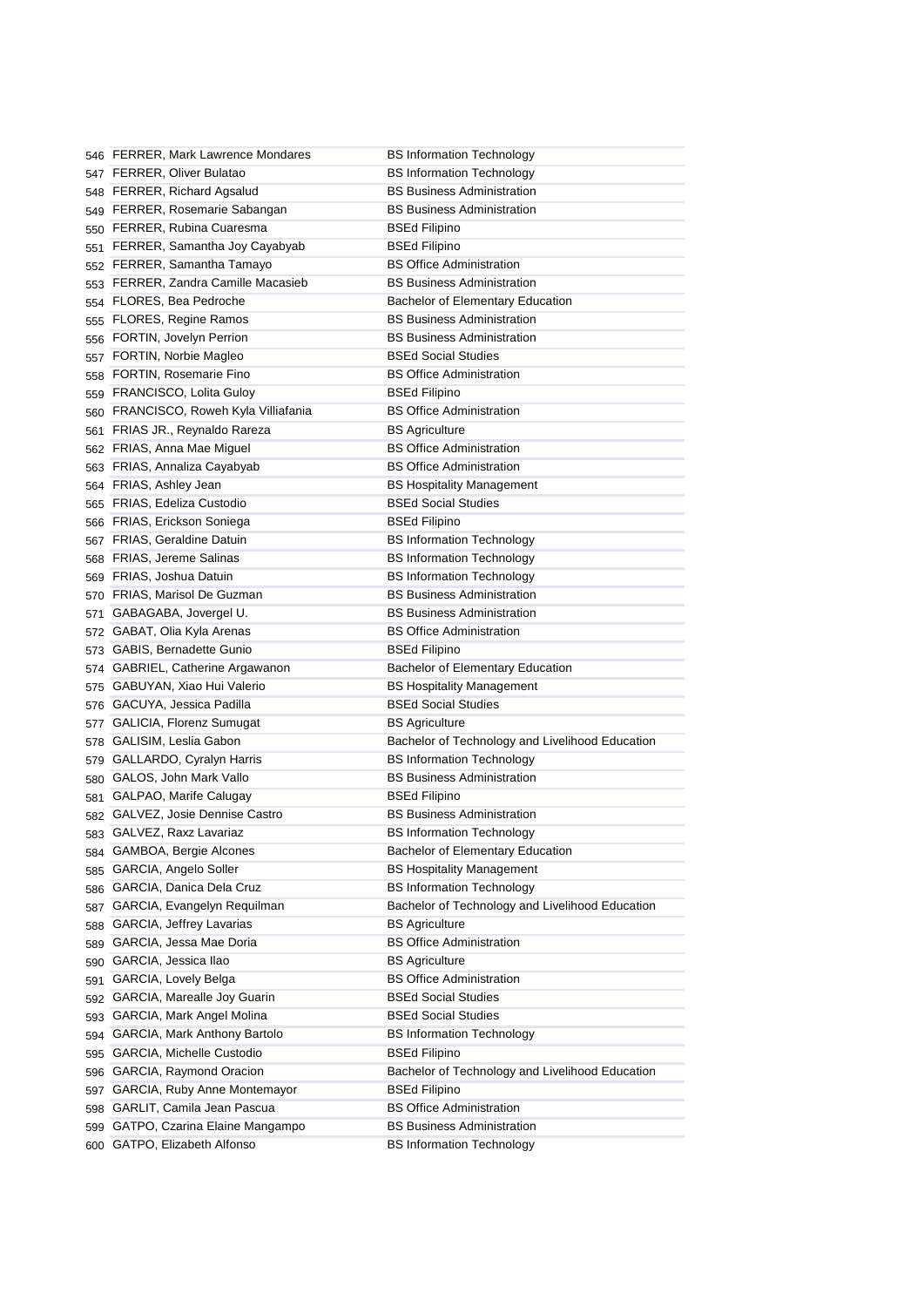| | | |
|---|---|---|
| 546 | FERRER, Mark Lawrence Mondares | BS Information Technology |
| 547 | FERRER, Oliver Bulatao | BS Information Technology |
| 548 | FERRER, Richard Agsalud | BS Business Administration |
| 549 | FERRER, Rosemarie Sabangan | BS Business Administration |
| 550 | FERRER, Rubina Cuaresma | BSEd Filipino |
| 551 | FERRER, Samantha Joy Cayabyab | BSEd Filipino |
| 552 | FERRER, Samantha Tamayo | BS Office Administration |
| 553 | FERRER, Zandra Camille Macasieb | BS Business Administration |
| 554 | FLORES, Bea Pedroche | Bachelor of Elementary Education |
| 555 | FLORES, Regine Ramos | BS Business Administration |
| 556 | FORTIN, Jovelyn Perrion | BS Business Administration |
| 557 | FORTIN, Norbie Magleo | BSEd Social Studies |
| 558 | FORTIN, Rosemarie Fino | BS Office Administration |
| 559 | FRANCISCO, Lolita Guloy | BSEd Filipino |
| 560 | FRANCISCO, Roweh Kyla Villiafania | BS Office Administration |
| 561 | FRIAS JR., Reynaldo Rareza | BS Agriculture |
| 562 | FRIAS, Anna Mae Miguel | BS Office Administration |
| 563 | FRIAS, Annaliza Cayabyab | BS Office Administration |
| 564 | FRIAS, Ashley Jean | BS Hospitality Management |
| 565 | FRIAS, Edeliza Custodio | BSEd Social Studies |
| 566 | FRIAS, Erickson Soniega | BSEd Filipino |
| 567 | FRIAS, Geraldine Datuin | BS Information Technology |
| 568 | FRIAS, Jereme Salinas | BS Information Technology |
| 569 | FRIAS, Joshua Datuin | BS Information Technology |
| 570 | FRIAS, Marisol De Guzman | BS Business Administration |
| 571 | GABAGABA, Jovergel U. | BS Business Administration |
| 572 | GABAT, Olia Kyla Arenas | BS Office Administration |
| 573 | GABIS, Bernadette Gunio | BSEd Filipino |
| 574 | GABRIEL, Catherine Argawanon | Bachelor of Elementary Education |
| 575 | GABUYAN, Xiao Hui Valerio | BS Hospitality Management |
| 576 | GACUYA, Jessica Padilla | BSEd Social Studies |
| 577 | GALICIA, Florenz Sumugat | BS Agriculture |
| 578 | GALISIM, Leslia Gabon | Bachelor of Technology and Livelihood Education |
| 579 | GALLARDO, Cyralyn Harris | BS Information Technology |
| 580 | GALOS, John Mark Vallo | BS Business Administration |
| 581 | GALPAO, Marife Calugay | BSEd Filipino |
| 582 | GALVEZ, Josie Dennise Castro | BS Business Administration |
| 583 | GALVEZ, Raxz Lavariaz | BS Information Technology |
| 584 | GAMBOA, Bergie Alcones | Bachelor of Elementary Education |
| 585 | GARCIA, Angelo Soller | BS Hospitality Management |
| 586 | GARCIA, Danica Dela Cruz | BS Information Technology |
| 587 | GARCIA, Evangelyn Requilman | Bachelor of Technology and Livelihood Education |
| 588 | GARCIA, Jeffrey Lavarias | BS Agriculture |
| 589 | GARCIA, Jessa Mae Doria | BS Office Administration |
| 590 | GARCIA, Jessica Ilao | BS Agriculture |
| 591 | GARCIA, Lovely Belga | BS Office Administration |
| 592 | GARCIA, Marealle Joy Guarin | BSEd Social Studies |
| 593 | GARCIA, Mark Angel Molina | BSEd Social Studies |
| 594 | GARCIA, Mark Anthony Bartolo | BS Information Technology |
| 595 | GARCIA, Michelle Custodio | BSEd Filipino |
| 596 | GARCIA, Raymond Oracion | Bachelor of Technology and Livelihood Education |
| 597 | GARCIA, Ruby Anne Montemayor | BSEd Filipino |
| 598 | GARLIT, Camila Jean Pascua | BS Office Administration |
| 599 | GATPO, Czarina Elaine Mangampo | BS Business Administration |
| 600 | GATPO, Elizabeth Alfonso | BS Information Technology |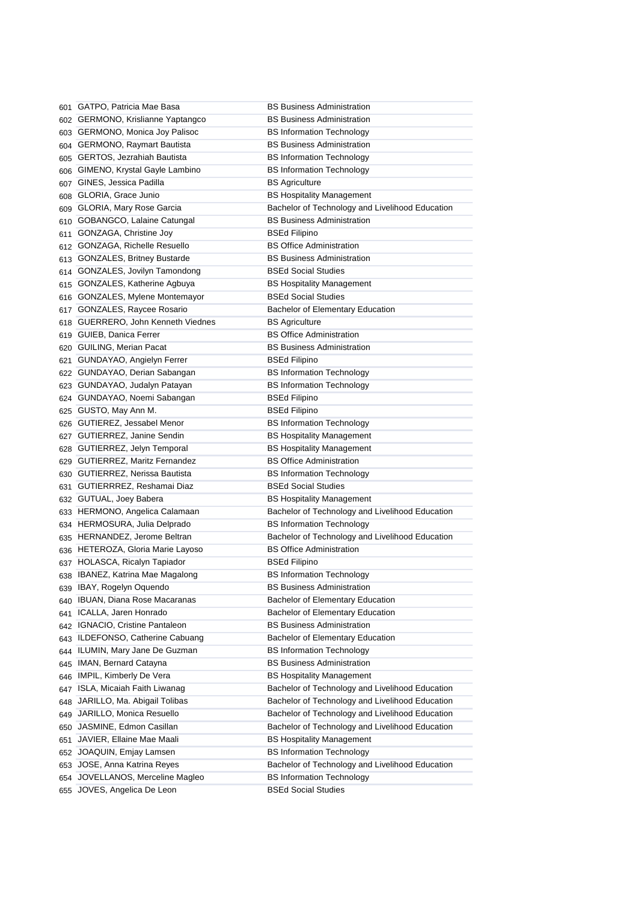| | | |
|---|---|---|
| 601 | GATPO, Patricia Mae Basa | BS Business Administration |
| 602 | GERMONO, Krislianne Yaptangco | BS Business Administration |
| 603 | GERMONO, Monica Joy Palisoc | BS Information Technology |
| 604 | GERMONO, Raymart Bautista | BS Business Administration |
| 605 | GERTOS, Jezrahiah Bautista | BS Information Technology |
| 606 | GIMENO, Krystal Gayle Lambino | BS Information Technology |
| 607 | GINES, Jessica Padilla | BS Agriculture |
| 608 | GLORIA, Grace Junio | BS Hospitality Management |
| 609 | GLORIA, Mary Rose Garcia | Bachelor of Technology and Livelihood Education |
| 610 | GOBANGCO, Lalaine Catungal | BS Business Administration |
| 611 | GONZAGA, Christine Joy | BSEd Filipino |
| 612 | GONZAGA, Richelle Resuello | BS Office Administration |
| 613 | GONZALES, Britney Bustarde | BS Business Administration |
| 614 | GONZALES, Jovilyn Tamondong | BSEd Social Studies |
| 615 | GONZALES, Katherine Agbuya | BS Hospitality Management |
| 616 | GONZALES, Mylene Montemayor | BSEd Social Studies |
| 617 | GONZALES, Raycee Rosario | Bachelor of Elementary Education |
| 618 | GUERRERO, John Kenneth Viednes | BS Agriculture |
| 619 | GUIEB, Danica Ferrer | BS Office Administration |
| 620 | GUILING, Merian Pacat | BS Business Administration |
| 621 | GUNDAYAO, Angielyn Ferrer | BSEd Filipino |
| 622 | GUNDAYAO, Derian Sabangan | BS Information Technology |
| 623 | GUNDAYAO, Judalyn Patayan | BS Information Technology |
| 624 | GUNDAYAO, Noemi Sabangan | BSEd Filipino |
| 625 | GUSTO, May Ann M. | BSEd Filipino |
| 626 | GUTIEREZ, Jessabel Menor | BS Information Technology |
| 627 | GUTIERREZ, Janine Sendin | BS Hospitality Management |
| 628 | GUTIERREZ, Jelyn Temporal | BS Hospitality Management |
| 629 | GUTIERREZ, Maritz Fernandez | BS Office Administration |
| 630 | GUTIERREZ, Nerissa Bautista | BS Information Technology |
| 631 | GUTIERRREZ, Reshamai Diaz | BSEd Social Studies |
| 632 | GUTUAL, Joey Babera | BS Hospitality Management |
| 633 | HERMONO, Angelica Calamaan | Bachelor of Technology and Livelihood Education |
| 634 | HERMOSURA, Julia Delprado | BS Information Technology |
| 635 | HERNANDEZ, Jerome Beltran | Bachelor of Technology and Livelihood Education |
| 636 | HETEROZA, Gloria Marie Layoso | BS Office Administration |
| 637 | HOLASCA, Ricalyn Tapiador | BSEd Filipino |
| 638 | IBANEZ, Katrina Mae Magalong | BS Information Technology |
| 639 | IBAY, Rogelyn Oquendo | BS Business Administration |
| 640 | IBUAN, Diana Rose Macaranas | Bachelor of Elementary Education |
| 641 | ICALLA, Jaren Honrado | Bachelor of Elementary Education |
| 642 | IGNACIO, Cristine Pantaleon | BS Business Administration |
| 643 | ILDEFONSO, Catherine Cabuang | Bachelor of Elementary Education |
| 644 | ILUMIN, Mary Jane De Guzman | BS Information Technology |
| 645 | IMAN, Bernard Catayna | BS Business Administration |
| 646 | IMPIL, Kimberly De Vera | BS Hospitality Management |
| 647 | ISLA, Micaiah Faith Liwanag | Bachelor of Technology and Livelihood Education |
| 648 | JARILLO, Ma. Abigail Tolibas | Bachelor of Technology and Livelihood Education |
| 649 | JARILLO, Monica Resuello | Bachelor of Technology and Livelihood Education |
| 650 | JASMINE, Edmon Casillan | Bachelor of Technology and Livelihood Education |
| 651 | JAVIER, Ellaine Mae Maali | BS Hospitality Management |
| 652 | JOAQUIN, Emjay Lamsen | BS Information Technology |
| 653 | JOSE, Anna Katrina Reyes | Bachelor of Technology and Livelihood Education |
| 654 | JOVELLANOS, Merceline Magleo | BS Information Technology |
| 655 | JOVES, Angelica De Leon | BSEd Social Studies |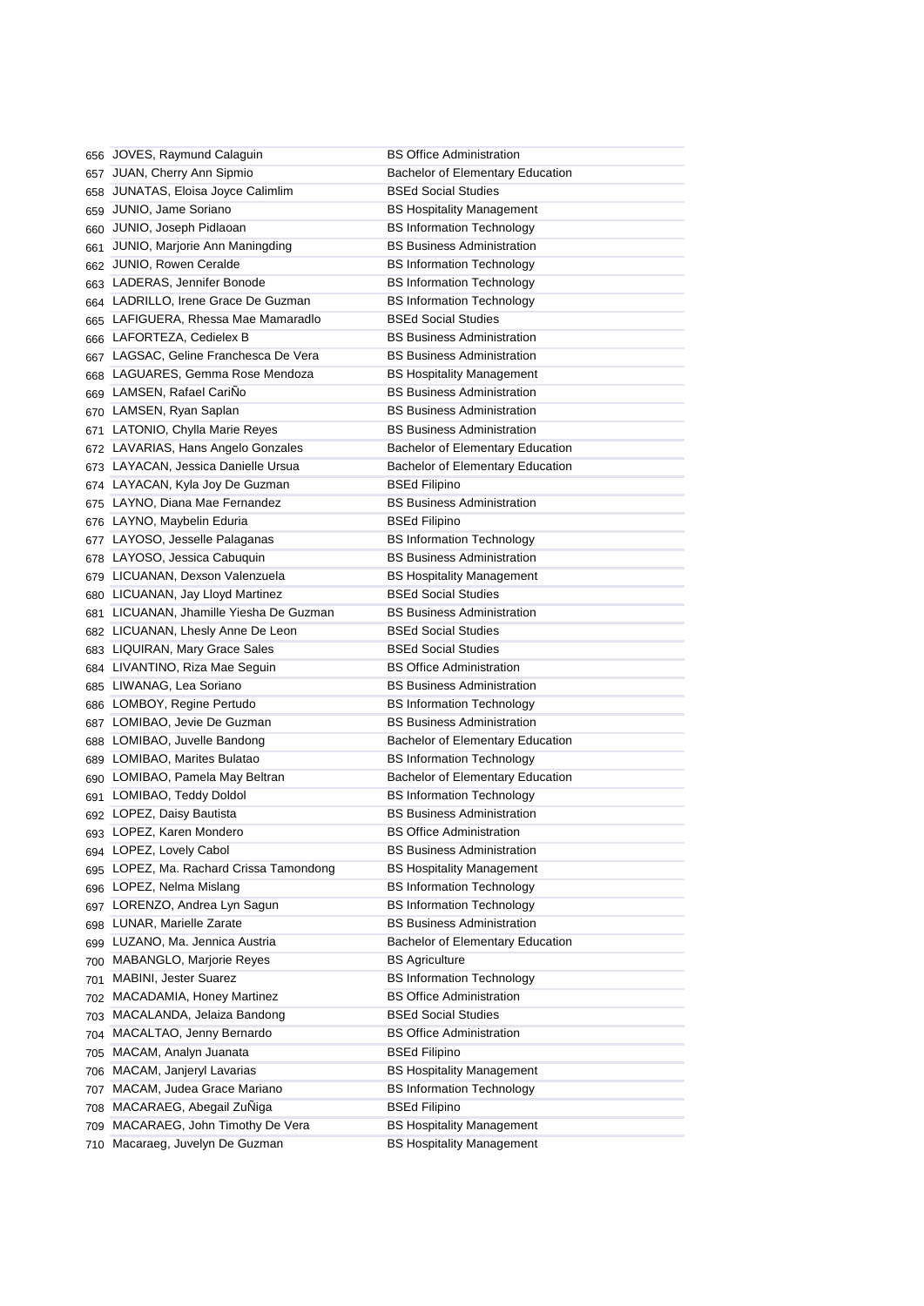| | | |
|---|---|---|
| 656 | JOVES, Raymund Calaguin | BS Office Administration |
| 657 | JUAN, Cherry Ann Sipmio | Bachelor of Elementary Education |
| 658 | JUNATAS, Eloisa Joyce Calimlim | BSEd Social Studies |
| 659 | JUNIO, Jame Soriano | BS Hospitality Management |
| 660 | JUNIO, Joseph Pidlaoan | BS Information Technology |
| 661 | JUNIO, Marjorie Ann Maningding | BS Business Administration |
| 662 | JUNIO, Rowen Ceralde | BS Information Technology |
| 663 | LADERAS, Jennifer Bonode | BS Information Technology |
| 664 | LADRILLO, Irene Grace De Guzman | BS Information Technology |
| 665 | LAFIGUERA, Rhessa Mae Mamaradlo | BSEd Social Studies |
| 666 | LAFORTEZA, Cedielex B | BS Business Administration |
| 667 | LAGSAC, Geline Franchesca De Vera | BS Business Administration |
| 668 | LAGUARES, Gemma Rose Mendoza | BS Hospitality Management |
| 669 | LAMSEN, Rafael CariÑo | BS Business Administration |
| 670 | LAMSEN, Ryan Saplan | BS Business Administration |
| 671 | LATONIO, Chylla Marie Reyes | BS Business Administration |
| 672 | LAVARIAS, Hans Angelo Gonzales | Bachelor of Elementary Education |
| 673 | LAYACAN, Jessica Danielle Ursua | Bachelor of Elementary Education |
| 674 | LAYACAN, Kyla Joy De Guzman | BSEd Filipino |
| 675 | LAYNO, Diana Mae Fernandez | BS Business Administration |
| 676 | LAYNO, Maybelin Eduria | BSEd Filipino |
| 677 | LAYOSO, Jesselle Palaganas | BS Information Technology |
| 678 | LAYOSO, Jessica Cabuquin | BS Business Administration |
| 679 | LICUANAN, Dexson Valenzuela | BS Hospitality Management |
| 680 | LICUANAN, Jay Lloyd Martinez | BSEd Social Studies |
| 681 | LICUANAN, Jhamille Yiesha De Guzman | BS Business Administration |
| 682 | LICUANAN, Lhesly Anne De Leon | BSEd Social Studies |
| 683 | LIQUIRAN, Mary Grace Sales | BSEd Social Studies |
| 684 | LIVANTINO, Riza Mae Seguin | BS Office Administration |
| 685 | LIWANAG, Lea Soriano | BS Business Administration |
| 686 | LOMBOY, Regine Pertudo | BS Information Technology |
| 687 | LOMIBAO, Jevie De Guzman | BS Business Administration |
| 688 | LOMIBAO, Juvelle Bandong | Bachelor of Elementary Education |
| 689 | LOMIBAO, Marites Bulatao | BS Information Technology |
| 690 | LOMIBAO, Pamela May Beltran | Bachelor of Elementary Education |
| 691 | LOMIBAO, Teddy Doldol | BS Information Technology |
| 692 | LOPEZ, Daisy Bautista | BS Business Administration |
| 693 | LOPEZ, Karen Mondero | BS Office Administration |
| 694 | LOPEZ, Lovely Cabol | BS Business Administration |
| 695 | LOPEZ, Ma. Rachard Crissa Tamondong | BS Hospitality Management |
| 696 | LOPEZ, Nelma Mislang | BS Information Technology |
| 697 | LORENZO, Andrea Lyn Sagun | BS Information Technology |
| 698 | LUNAR, Marielle Zarate | BS Business Administration |
| 699 | LUZANO, Ma. Jennica Austria | Bachelor of Elementary Education |
| 700 | MABANGLO, Marjorie Reyes | BS Agriculture |
| 701 | MABINI, Jester Suarez | BS Information Technology |
| 702 | MACADAMIA, Honey Martinez | BS Office Administration |
| 703 | MACALANDA, Jelaiza Bandong | BSEd Social Studies |
| 704 | MACALTAO, Jenny Bernardo | BS Office Administration |
| 705 | MACAM, Analyn Juanata | BSEd Filipino |
| 706 | MACAM, Janjeryl Lavarias | BS Hospitality Management |
| 707 | MACAM, Judea Grace Mariano | BS Information Technology |
| 708 | MACARAEG, Abegail ZuÑiga | BSEd Filipino |
| 709 | MACARAEG, John Timothy De Vera | BS Hospitality Management |
| 710 | Macaraeg, Juvelyn De Guzman | BS Hospitality Management |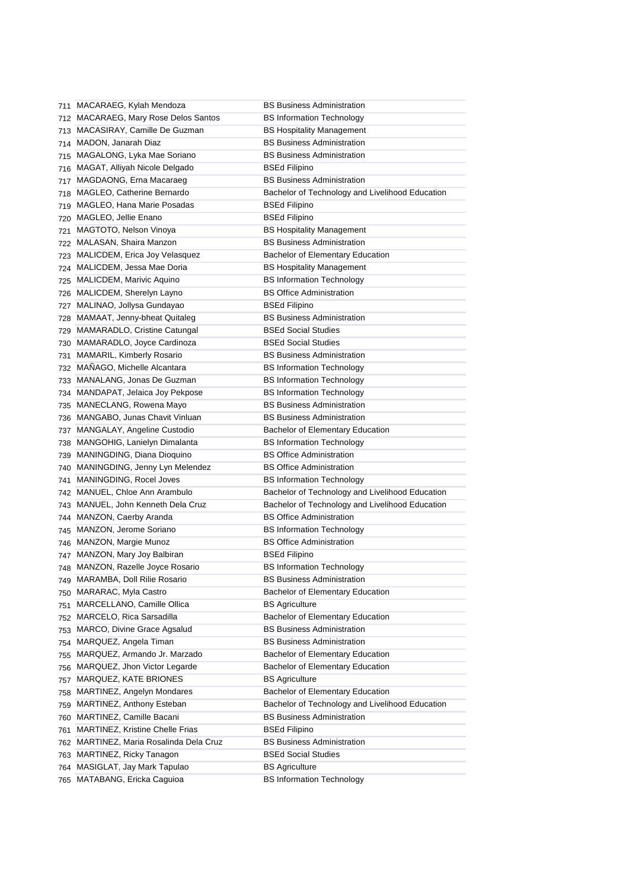| | | |
|---|---|---|
| 711 | MACARAEG, Kylah Mendoza | BS Business Administration |
| 712 | MACARAEG, Mary Rose Delos Santos | BS Information Technology |
| 713 | MACASIRAY, Camille De Guzman | BS Hospitality Management |
| 714 | MADON, Janarah Diaz | BS Business Administration |
| 715 | MAGALONG, Lyka Mae Soriano | BS Business Administration |
| 716 | MAGAT, Alliyah Nicole Delgado | BSEd Filipino |
| 717 | MAGDAONG, Erna Macaraeg | BS Business Administration |
| 718 | MAGLEO, Catherine Bernardo | Bachelor of Technology and Livelihood Education |
| 719 | MAGLEO, Hana Marie Posadas | BSEd Filipino |
| 720 | MAGLEO, Jellie Enano | BSEd Filipino |
| 721 | MAGTOTO, Nelson Vinoya | BS Hospitality Management |
| 722 | MALASAN, Shaira Manzon | BS Business Administration |
| 723 | MALICDEM, Erica Joy Velasquez | Bachelor of Elementary Education |
| 724 | MALICDEM, Jessa Mae Doria | BS Hospitality Management |
| 725 | MALICDEM, Marivic Aquino | BS Information Technology |
| 726 | MALICDEM, Sherelyn Layno | BS Office Administration |
| 727 | MALINAO, Jollysa Gundayao | BSEd Filipino |
| 728 | MAMAAT, Jenny-bheat Quitaleg | BS Business Administration |
| 729 | MAMARADLO, Cristine Catungal | BSEd Social Studies |
| 730 | MAMARADLO, Joyce Cardinoza | BSEd Social Studies |
| 731 | MAMARIL, Kimberly Rosario | BS Business Administration |
| 732 | MAÑAGO, Michelle Alcantara | BS Information Technology |
| 733 | MANALANG, Jonas De Guzman | BS Information Technology |
| 734 | MANDAPAT, Jelaica Joy Pekpose | BS Information Technology |
| 735 | MANECLANG, Rowena Mayo | BS Business Administration |
| 736 | MANGABO, Junas Chavit Vinluan | BS Business Administration |
| 737 | MANGALAY, Angeline Custodio | Bachelor of Elementary Education |
| 738 | MANGOHIG, Lanielyn Dimalanta | BS Information Technology |
| 739 | MANINGDING, Diana Dioquino | BS Office Administration |
| 740 | MANINGDING, Jenny Lyn Melendez | BS Office Administration |
| 741 | MANINGDING, Rocel Joves | BS Information Technology |
| 742 | MANUEL, Chloe Ann Arambulo | Bachelor of Technology and Livelihood Education |
| 743 | MANUEL, John Kenneth Dela Cruz | Bachelor of Technology and Livelihood Education |
| 744 | MANZON, Caerby Aranda | BS Office Administration |
| 745 | MANZON, Jerome Soriano | BS Information Technology |
| 746 | MANZON, Margie Munoz | BS Office Administration |
| 747 | MANZON, Mary Joy Balbiran | BSEd Filipino |
| 748 | MANZON, Razelle Joyce Rosario | BS Information Technology |
| 749 | MARAMBA, Doll Rilie Rosario | BS Business Administration |
| 750 | MARARAC, Myla Castro | Bachelor of Elementary Education |
| 751 | MARCELLANO, Camille Ollica | BS Agriculture |
| 752 | MARCELO, Rica Sarsadilla | Bachelor of Elementary Education |
| 753 | MARCO, Divine Grace Agsalud | BS Business Administration |
| 754 | MARQUEZ, Angela Timan | BS Business Administration |
| 755 | MARQUEZ, Armando Jr. Marzado | Bachelor of Elementary Education |
| 756 | MARQUEZ, Jhon Victor Legarde | Bachelor of Elementary Education |
| 757 | MARQUEZ, KATE BRIONES | BS Agriculture |
| 758 | MARTINEZ, Angelyn Mondares | Bachelor of Elementary Education |
| 759 | MARTINEZ, Anthony Esteban | Bachelor of Technology and Livelihood Education |
| 760 | MARTINEZ, Camille Bacani | BS Business Administration |
| 761 | MARTINEZ, Kristine Chelle Frias | BSEd Filipino |
| 762 | MARTINEZ, Maria Rosalinda Dela Cruz | BS Business Administration |
| 763 | MARTINEZ, Ricky Tanagon | BSEd Social Studies |
| 764 | MASIGLAT, Jay Mark Tapulao | BS Agriculture |
| 765 | MATABANG, Ericka Caguioa | BS Information Technology |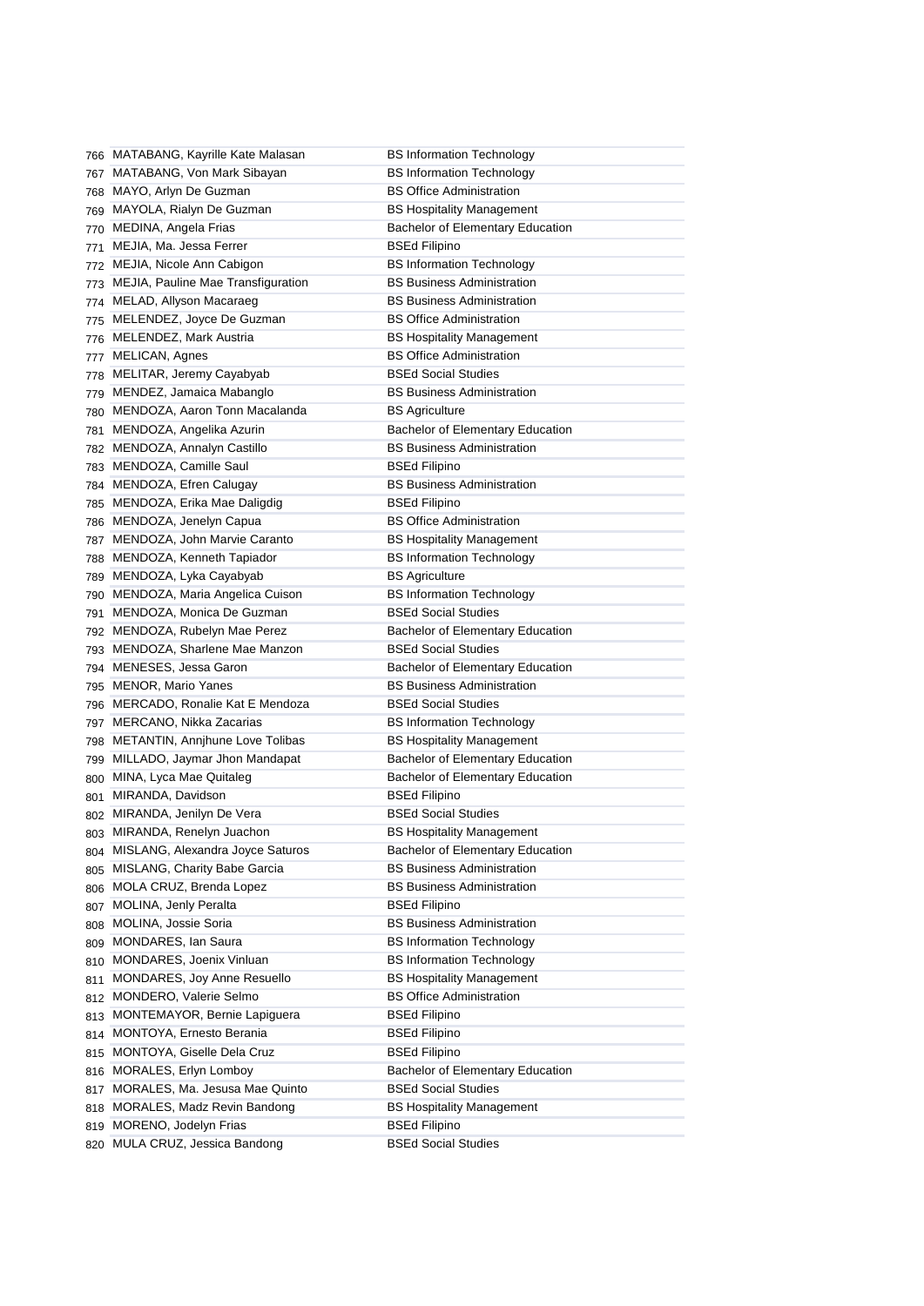| | | |
|---|---|---|
| 766 | MATABANG, Kayrille Kate Malasan | BS Information Technology |
| 767 | MATABANG, Von Mark Sibayan | BS Information Technology |
| 768 | MAYO, Arlyn De Guzman | BS Office Administration |
| 769 | MAYOLA, Rialyn De Guzman | BS Hospitality Management |
| 770 | MEDINA, Angela Frias | Bachelor of Elementary Education |
| 771 | MEJIA, Ma. Jessa Ferrer | BSEd Filipino |
| 772 | MEJIA, Nicole Ann Cabigon | BS Information Technology |
| 773 | MEJIA, Pauline Mae Transfiguration | BS Business Administration |
| 774 | MELAD, Allyson Macaraeg | BS Business Administration |
| 775 | MELENDEZ, Joyce De Guzman | BS Office Administration |
| 776 | MELENDEZ, Mark Austria | BS Hospitality Management |
| 777 | MELICAN, Agnes | BS Office Administration |
| 778 | MELITAR, Jeremy Cayabyab | BSEd Social Studies |
| 779 | MENDEZ, Jamaica Mabanglo | BS Business Administration |
| 780 | MENDOZA, Aaron Tonn Macalanda | BS Agriculture |
| 781 | MENDOZA, Angelika Azurin | Bachelor of Elementary Education |
| 782 | MENDOZA, Annalyn Castillo | BS Business Administration |
| 783 | MENDOZA, Camille Saul | BSEd Filipino |
| 784 | MENDOZA, Efren Calugay | BS Business Administration |
| 785 | MENDOZA, Erika Mae Daligdig | BSEd Filipino |
| 786 | MENDOZA, Jenelyn Capua | BS Office Administration |
| 787 | MENDOZA, John Marvie Caranto | BS Hospitality Management |
| 788 | MENDOZA, Kenneth Tapiador | BS Information Technology |
| 789 | MENDOZA, Lyka Cayabyab | BS Agriculture |
| 790 | MENDOZA, Maria Angelica Cuison | BS Information Technology |
| 791 | MENDOZA, Monica De Guzman | BSEd Social Studies |
| 792 | MENDOZA, Rubelyn Mae Perez | Bachelor of Elementary Education |
| 793 | MENDOZA, Sharlene Mae Manzon | BSEd Social Studies |
| 794 | MENESES, Jessa Garon | Bachelor of Elementary Education |
| 795 | MENOR, Mario Yanes | BS Business Administration |
| 796 | MERCADO, Ronalie Kat E Mendoza | BSEd Social Studies |
| 797 | MERCANO, Nikka Zacarias | BS Information Technology |
| 798 | METANTIN, Annjhune Love Tolibas | BS Hospitality Management |
| 799 | MILLADO, Jaymar Jhon Mandapat | Bachelor of Elementary Education |
| 800 | MINA, Lyca Mae Quitaleg | Bachelor of Elementary Education |
| 801 | MIRANDA, Davidson | BSEd Filipino |
| 802 | MIRANDA, Jenilyn De Vera | BSEd Social Studies |
| 803 | MIRANDA, Renelyn Juachon | BS Hospitality Management |
| 804 | MISLANG, Alexandra Joyce Saturos | Bachelor of Elementary Education |
| 805 | MISLANG, Charity Babe Garcia | BS Business Administration |
| 806 | MOLA CRUZ, Brenda Lopez | BS Business Administration |
| 807 | MOLINA, Jenly Peralta | BSEd Filipino |
| 808 | MOLINA, Jossie Soria | BS Business Administration |
| 809 | MONDARES, Ian Saura | BS Information Technology |
| 810 | MONDARES, Joenix Vinluan | BS Information Technology |
| 811 | MONDARES, Joy Anne Resuello | BS Hospitality Management |
| 812 | MONDERO, Valerie Selmo | BS Office Administration |
| 813 | MONTEMAYOR, Bernie Lapiguera | BSEd Filipino |
| 814 | MONTOYA, Ernesto Berania | BSEd Filipino |
| 815 | MONTOYA, Giselle Dela Cruz | BSEd Filipino |
| 816 | MORALES, Erlyn Lomboy | Bachelor of Elementary Education |
| 817 | MORALES, Ma. Jesusa Mae Quinto | BSEd Social Studies |
| 818 | MORALES, Madz Revin Bandong | BS Hospitality Management |
| 819 | MORENO, Jodelyn Frias | BSEd Filipino |
| 820 | MULA CRUZ, Jessica Bandong | BSEd Social Studies |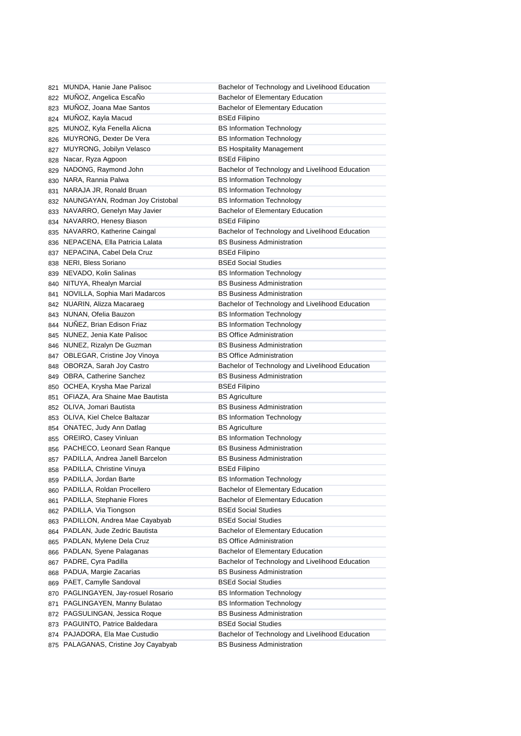| | | |
|---|---|---|
| 821 | MUNDA, Hanie Jane Palisoc | Bachelor of Technology and Livelihood Education |
| 822 | MUÑOZ, Angelica EscaÑo | Bachelor of Elementary Education |
| 823 | MUÑOZ, Joana Mae Santos | Bachelor of Elementary Education |
| 824 | MUÑOZ, Kayla Macud | BSEd Filipino |
| 825 | MUNOZ, Kyla Fenella Alicna | BS Information Technology |
| 826 | MUYRONG, Dexter De Vera | BS Information Technology |
| 827 | MUYRONG, Jobilyn Velasco | BS Hospitality Management |
| 828 | Nacar, Ryza Agpoon | BSEd Filipino |
| 829 | NADONG, Raymond John | Bachelor of Technology and Livelihood Education |
| 830 | NARA, Rannia Palwa | BS Information Technology |
| 831 | NARAJA JR, Ronald Bruan | BS Information Technology |
| 832 | NAUNGAYAN, Rodman Joy Cristobal | BS Information Technology |
| 833 | NAVARRO, Genelyn May Javier | Bachelor of Elementary Education |
| 834 | NAVARRO, Henesy Biason | BSEd Filipino |
| 835 | NAVARRO, Katherine Caingal | Bachelor of Technology and Livelihood Education |
| 836 | NEPACENA, Ella Patricia Lalata | BS Business Administration |
| 837 | NEPACINA, Cabel Dela Cruz | BSEd Filipino |
| 838 | NERI, Bless Soriano | BSEd Social Studies |
| 839 | NEVADO, Kolin Salinas | BS Information Technology |
| 840 | NITUYA, Rhealyn Marcial | BS Business Administration |
| 841 | NOVILLA, Sophia Mari Madarcos | BS Business Administration |
| 842 | NUARIN, Alizza Macaraeg | Bachelor of Technology and Livelihood Education |
| 843 | NUNAN, Ofelia Bauzon | BS Information Technology |
| 844 | NUÑEZ, Brian Edison Friaz | BS Information Technology |
| 845 | NUNEZ, Jenia Kate Palisoc | BS Office Administration |
| 846 | NUNEZ, Rizalyn De Guzman | BS Business Administration |
| 847 | OBLEGAR, Cristine Joy Vinoya | BS Office Administration |
| 848 | OBORZA, Sarah Joy Castro | Bachelor of Technology and Livelihood Education |
| 849 | OBRA, Catherine Sanchez | BS Business Administration |
| 850 | OCHEA, Krysha Mae Parizal | BSEd Filipino |
| 851 | OFIAZA, Ara Shaine Mae Bautista | BS Agriculture |
| 852 | OLIVA, Jomari Bautista | BS Business Administration |
| 853 | OLIVA, Kiel Chelce Baltazar | BS Information Technology |
| 854 | ONATEC, Judy Ann Datlag | BS Agriculture |
| 855 | OREIRO, Casey Vinluan | BS Information Technology |
| 856 | PACHECO, Leonard Sean Ranque | BS Business Administration |
| 857 | PADILLA, Andrea Janell Barcelon | BS Business Administration |
| 858 | PADILLA, Christine Vinuya | BSEd Filipino |
| 859 | PADILLA, Jordan Barte | BS Information Technology |
| 860 | PADILLA, Roldan Procellero | Bachelor of Elementary Education |
| 861 | PADILLA, Stephanie Flores | Bachelor of Elementary Education |
| 862 | PADILLA, Via Tiongson | BSEd Social Studies |
| 863 | PADILLON, Andrea Mae Cayabyab | BSEd Social Studies |
| 864 | PADLAN, Jude Zedric Bautista | Bachelor of Elementary Education |
| 865 | PADLAN, Mylene Dela Cruz | BS Office Administration |
| 866 | PADLAN, Syene Palaganas | Bachelor of Elementary Education |
| 867 | PADRE, Cyra Padilla | Bachelor of Technology and Livelihood Education |
| 868 | PADUA, Margie Zacarias | BS Business Administration |
| 869 | PAET, Camylle Sandoval | BSEd Social Studies |
| 870 | PAGLINGAYEN, Jay-rosuel Rosario | BS Information Technology |
| 871 | PAGLINGAYEN, Manny Bulatao | BS Information Technology |
| 872 | PAGSULINGAN, Jessica Roque | BS Business Administration |
| 873 | PAGUINTO, Patrice Baldedara | BSEd Social Studies |
| 874 | PAJADORA, Ela Mae Custudio | Bachelor of Technology and Livelihood Education |
| 875 | PALAGANAS, Cristine Joy Cayabyab | BS Business Administration |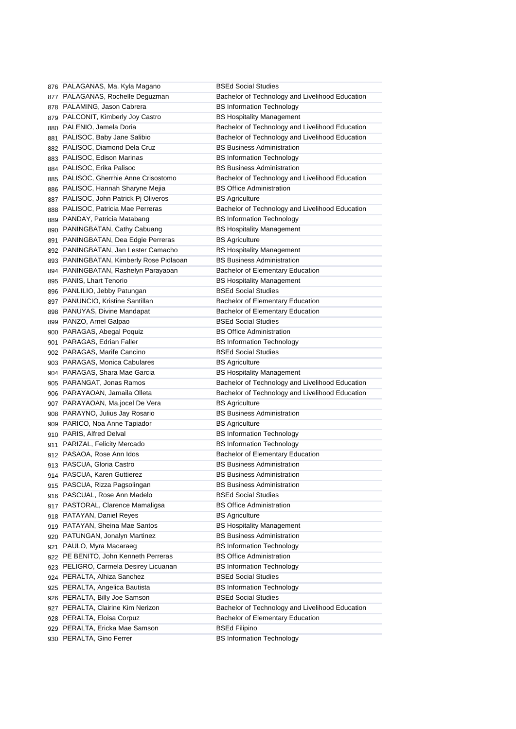| | | |
|---|---|---|
| 876 | PALAGANAS, Ma. Kyla Magano | BSEd Social Studies |
| 877 | PALAGANAS, Rochelle Deguzman | Bachelor of Technology and Livelihood Education |
| 878 | PALAMING, Jason Cabrera | BS Information Technology |
| 879 | PALCONIT, Kimberly Joy Castro | BS Hospitality Management |
| 880 | PALENIO, Jamela Doria | Bachelor of Technology and Livelihood Education |
| 881 | PALISOC, Baby Jane Salibio | Bachelor of Technology and Livelihood Education |
| 882 | PALISOC, Diamond Dela Cruz | BS Business Administration |
| 883 | PALISOC, Edison Marinas | BS Information Technology |
| 884 | PALISOC, Erika Palisoc | BS Business Administration |
| 885 | PALISOC, Gherrhie Anne Crisostomo | Bachelor of Technology and Livelihood Education |
| 886 | PALISOC, Hannah Sharyne Mejia | BS Office Administration |
| 887 | PALISOC, John Patrick Pj Oliveros | BS Agriculture |
| 888 | PALISOC, Patricia Mae Perreras | Bachelor of Technology and Livelihood Education |
| 889 | PANDAY, Patricia Matabang | BS Information Technology |
| 890 | PANINGBATAN, Cathy Cabuang | BS Hospitality Management |
| 891 | PANINGBATAN, Dea Edgie Perreras | BS Agriculture |
| 892 | PANINGBATAN, Jan Lester Camacho | BS Hospitality Management |
| 893 | PANINGBATAN, Kimberly Rose Pidlaoan | BS Business Administration |
| 894 | PANINGBATAN, Rashelyn Parayaoan | Bachelor of Elementary Education |
| 895 | PANIS, Lhart Tenorio | BS Hospitality Management |
| 896 | PANLILIO, Jebby Patungan | BSEd Social Studies |
| 897 | PANUNCIO, Kristine Santillan | Bachelor of Elementary Education |
| 898 | PANUYAS, Divine Mandapat | Bachelor of Elementary Education |
| 899 | PANZO, Arnel Galpao | BSEd Social Studies |
| 900 | PARAGAS, Abegal Poquiz | BS Office Administration |
| 901 | PARAGAS, Edrian Faller | BS Information Technology |
| 902 | PARAGAS, Marife Cancino | BSEd Social Studies |
| 903 | PARAGAS, Monica Cabulares | BS Agriculture |
| 904 | PARAGAS, Shara Mae Garcia | BS Hospitality Management |
| 905 | PARANGAT, Jonas Ramos | Bachelor of Technology and Livelihood Education |
| 906 | PARAYAOAN, Jamaila Olleta | Bachelor of Technology and Livelihood Education |
| 907 | PARAYAOAN, Ma.jocel De Vera | BS Agriculture |
| 908 | PARAYNO, Julius Jay Rosario | BS Business Administration |
| 909 | PARICO, Noa Anne Tapiador | BS Agriculture |
| 910 | PARIS, Alfred Delval | BS Information Technology |
| 911 | PARIZAL, Felicity Mercado | BS Information Technology |
| 912 | PASAOA, Rose Ann Idos | Bachelor of Elementary Education |
| 913 | PASCUA, Gloria Castro | BS Business Administration |
| 914 | PASCUA, Karen Guttierez | BS Business Administration |
| 915 | PASCUA, Rizza Pagsolingan | BS Business Administration |
| 916 | PASCUAL, Rose Ann Madelo | BSEd Social Studies |
| 917 | PASTORAL, Clarence Mamaligsa | BS Office Administration |
| 918 | PATAYAN, Daniel Reyes | BS Agriculture |
| 919 | PATAYAN, Sheina Mae Santos | BS Hospitality Management |
| 920 | PATUNGAN, Jonalyn Martinez | BS Business Administration |
| 921 | PAULO, Myra Macaraeg | BS Information Technology |
| 922 | PE BENITO, John Kenneth Perreras | BS Office Administration |
| 923 | PELIGRO, Carmela Desirey Licuanan | BS Information Technology |
| 924 | PERALTA, Alhiza Sanchez | BSEd Social Studies |
| 925 | PERALTA, Angelica Bautista | BS Information Technology |
| 926 | PERALTA, Billy Joe Samson | BSEd Social Studies |
| 927 | PERALTA, Clairine Kim Nerizon | Bachelor of Technology and Livelihood Education |
| 928 | PERALTA, Eloisa Corpuz | Bachelor of Elementary Education |
| 929 | PERALTA, Ericka Mae Samson | BSEd Filipino |
| 930 | PERALTA, Gino Ferrer | BS Information Technology |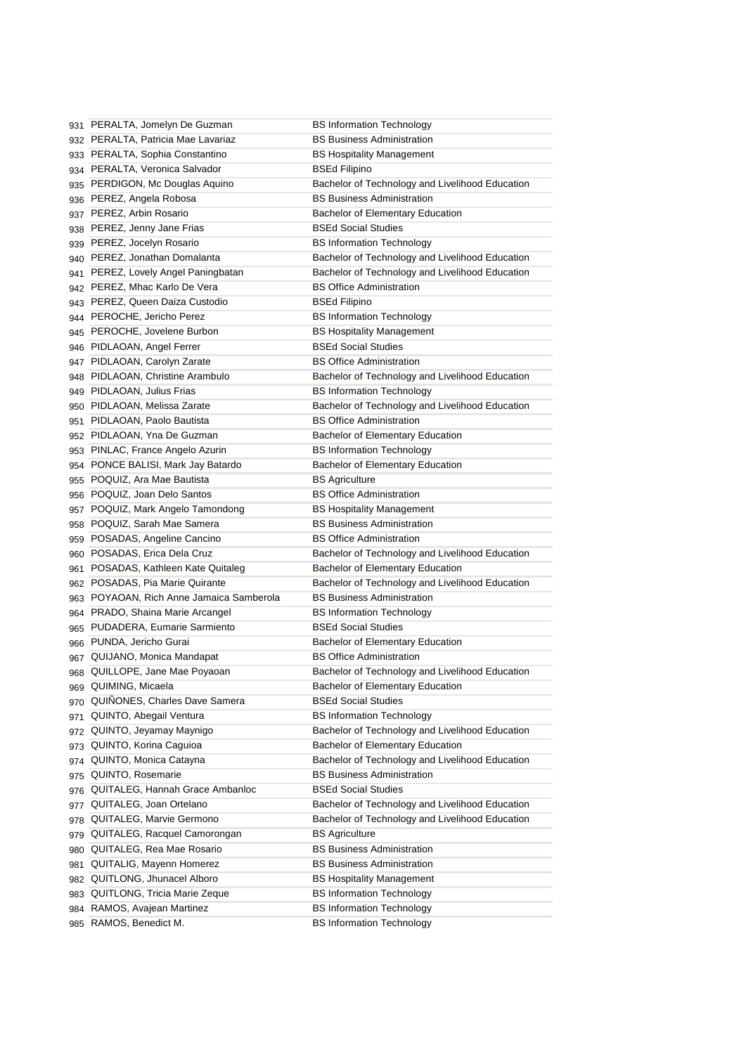| | | |
|---|---|---|
| 931 | PERALTA, Jomelyn De Guzman | BS Information Technology |
| 932 | PERALTA, Patricia Mae Lavariaz | BS Business Administration |
| 933 | PERALTA, Sophia Constantino | BS Hospitality Management |
| 934 | PERALTA, Veronica Salvador | BSEd Filipino |
| 935 | PERDIGON, Mc Douglas Aquino | Bachelor of Technology and Livelihood Education |
| 936 | PEREZ, Angela Robosa | BS Business Administration |
| 937 | PEREZ, Arbin Rosario | Bachelor of Elementary Education |
| 938 | PEREZ, Jenny Jane Frias | BSEd Social Studies |
| 939 | PEREZ, Jocelyn Rosario | BS Information Technology |
| 940 | PEREZ, Jonathan Domalanta | Bachelor of Technology and Livelihood Education |
| 941 | PEREZ, Lovely Angel Paningbatan | Bachelor of Technology and Livelihood Education |
| 942 | PEREZ, Mhac Karlo De Vera | BS Office Administration |
| 943 | PEREZ, Queen Daiza Custodio | BSEd Filipino |
| 944 | PEROCHE, Jericho Perez | BS Information Technology |
| 945 | PEROCHE, Jovelene Burbon | BS Hospitality Management |
| 946 | PIDLAOAN, Angel Ferrer | BSEd Social Studies |
| 947 | PIDLAOAN, Carolyn Zarate | BS Office Administration |
| 948 | PIDLAOAN, Christine Arambulo | Bachelor of Technology and Livelihood Education |
| 949 | PIDLAOAN, Julius Frias | BS Information Technology |
| 950 | PIDLAOAN, Melissa Zarate | Bachelor of Technology and Livelihood Education |
| 951 | PIDLAOAN, Paolo Bautista | BS Office Administration |
| 952 | PIDLAOAN, Yna De Guzman | Bachelor of Elementary Education |
| 953 | PINLAC, France Angelo Azurin | BS Information Technology |
| 954 | PONCE BALISI, Mark Jay Batardo | Bachelor of Elementary Education |
| 955 | POQUIZ, Ara Mae Bautista | BS Agriculture |
| 956 | POQUIZ, Joan Delo Santos | BS Office Administration |
| 957 | POQUIZ, Mark Angelo Tamondong | BS Hospitality Management |
| 958 | POQUIZ, Sarah Mae Samera | BS Business Administration |
| 959 | POSADAS, Angeline Cancino | BS Office Administration |
| 960 | POSADAS, Erica Dela Cruz | Bachelor of Technology and Livelihood Education |
| 961 | POSADAS, Kathleen Kate Quitaleg | Bachelor of Elementary Education |
| 962 | POSADAS, Pia Marie Quirante | Bachelor of Technology and Livelihood Education |
| 963 | POYAOAN, Rich Anne Jamaica Samberola | BS Business Administration |
| 964 | PRADO, Shaina Marie Arcangel | BS Information Technology |
| 965 | PUDADERA, Eumarie Sarmiento | BSEd Social Studies |
| 966 | PUNDA, Jericho Gurai | Bachelor of Elementary Education |
| 967 | QUIJANO, Monica Mandapat | BS Office Administration |
| 968 | QUILLOPE, Jane Mae Poyaoan | Bachelor of Technology and Livelihood Education |
| 969 | QUIMING, Micaela | Bachelor of Elementary Education |
| 970 | QUIÑONES, Charles Dave Samera | BSEd Social Studies |
| 971 | QUINTO, Abegail Ventura | BS Information Technology |
| 972 | QUINTO, Jeyamay Maynigo | Bachelor of Technology and Livelihood Education |
| 973 | QUINTO, Korina Caguioa | Bachelor of Elementary Education |
| 974 | QUINTO, Monica Catayna | Bachelor of Technology and Livelihood Education |
| 975 | QUINTO, Rosemarie | BS Business Administration |
| 976 | QUITALEG, Hannah Grace Ambanloc | BSEd Social Studies |
| 977 | QUITALEG, Joan Ortelano | Bachelor of Technology and Livelihood Education |
| 978 | QUITALEG, Marvie Germono | Bachelor of Technology and Livelihood Education |
| 979 | QUITALEG, Racquel Camorongan | BS Agriculture |
| 980 | QUITALEG, Rea Mae Rosario | BS Business Administration |
| 981 | QUITALIG, Mayenn Homerez | BS Business Administration |
| 982 | QUITLONG, Jhunacel Alboro | BS Hospitality Management |
| 983 | QUITLONG, Tricia Marie Zeque | BS Information Technology |
| 984 | RAMOS, Avajean Martinez | BS Information Technology |
| 985 | RAMOS, Benedict M. | BS Information Technology |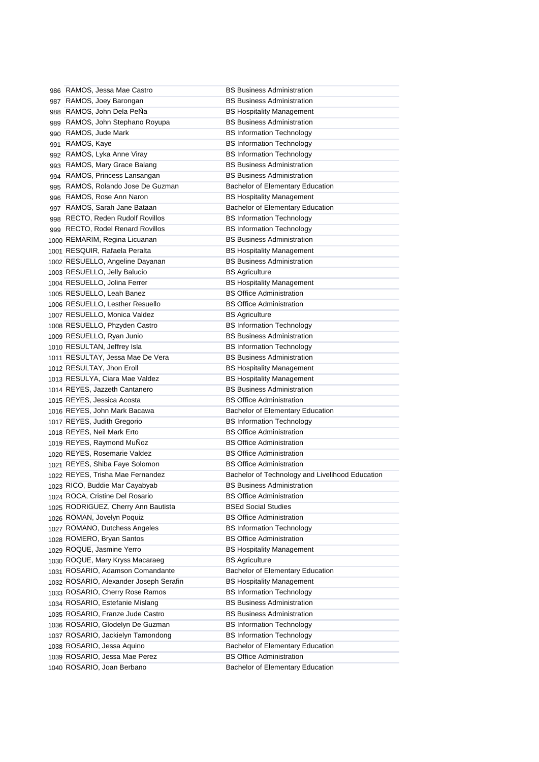| | | |
|---|---|---|
| 986 | RAMOS, Jessa Mae Castro | BS Business Administration |
| 987 | RAMOS, Joey Barongan | BS Business Administration |
| 988 | RAMOS, John Dela PeÑa | BS Hospitality Management |
| 989 | RAMOS, John Stephano Royupa | BS Business Administration |
| 990 | RAMOS, Jude Mark | BS Information Technology |
| 991 | RAMOS, Kaye | BS Information Technology |
| 992 | RAMOS, Lyka Anne Viray | BS Information Technology |
| 993 | RAMOS, Mary Grace Balang | BS Business Administration |
| 994 | RAMOS, Princess Lansangan | BS Business Administration |
| 995 | RAMOS, Rolando Jose De Guzman | Bachelor of Elementary Education |
| 996 | RAMOS, Rose Ann Naron | BS Hospitality Management |
| 997 | RAMOS, Sarah Jane Bataan | Bachelor of Elementary Education |
| 998 | RECTO, Reden Rudolf Rovillos | BS Information Technology |
| 999 | RECTO, Rodel Renard Rovillos | BS Information Technology |
| 1000 | REMARIM, Regina Licuanan | BS Business Administration |
| 1001 | RESQUIR, Rafaela Peralta | BS Hospitality Management |
| 1002 | RESUELLO, Angeline Dayanan | BS Business Administration |
| 1003 | RESUELLO, Jelly Balucio | BS Agriculture |
| 1004 | RESUELLO, Jolina Ferrer | BS Hospitality Management |
| 1005 | RESUELLO, Leah Banez | BS Office Administration |
| 1006 | RESUELLO, Lesther Resuello | BS Office Administration |
| 1007 | RESUELLO, Monica Valdez | BS Agriculture |
| 1008 | RESUELLO, Phzyden Castro | BS Information Technology |
| 1009 | RESUELLO, Ryan Junio | BS Business Administration |
| 1010 | RESULTAN, Jeffrey Isla | BS Information Technology |
| 1011 | RESULTAY, Jessa Mae De Vera | BS Business Administration |
| 1012 | RESULTAY, Jhon Eroll | BS Hospitality Management |
| 1013 | RESULYA, Ciara Mae Valdez | BS Hospitality Management |
| 1014 | REYES, Jazzeth Cantanero | BS Business Administration |
| 1015 | REYES, Jessica Acosta | BS Office Administration |
| 1016 | REYES, John Mark Bacawa | Bachelor of Elementary Education |
| 1017 | REYES, Judith Gregorio | BS Information Technology |
| 1018 | REYES, Neil Mark Erto | BS Office Administration |
| 1019 | REYES, Raymond MuÑoz | BS Office Administration |
| 1020 | REYES, Rosemarie Valdez | BS Office Administration |
| 1021 | REYES, Shiba Faye Solomon | BS Office Administration |
| 1022 | REYES, Trisha Mae Fernandez | Bachelor of Technology and Livelihood Education |
| 1023 | RICO, Buddie Mar Cayabyab | BS Business Administration |
| 1024 | ROCA, Cristine Del Rosario | BS Office Administration |
| 1025 | RODRIGUEZ, Cherry Ann Bautista | BSEd Social Studies |
| 1026 | ROMAN, Jovelyn Poquiz | BS Office Administration |
| 1027 | ROMANO, Dutchess Angeles | BS Information Technology |
| 1028 | ROMERO, Bryan Santos | BS Office Administration |
| 1029 | ROQUE, Jasmine Yerro | BS Hospitality Management |
| 1030 | ROQUE, Mary Kryss Macaraeg | BS Agriculture |
| 1031 | ROSARIO, Adamson Comandante | Bachelor of Elementary Education |
| 1032 | ROSARIO, Alexander Joseph Serafin | BS Hospitality Management |
| 1033 | ROSARIO, Cherry Rose Ramos | BS Information Technology |
| 1034 | ROSARIO, Estefanie Mislang | BS Business Administration |
| 1035 | ROSARIO, Franze Jude Castro | BS Business Administration |
| 1036 | ROSARIO, Glodelyn De Guzman | BS Information Technology |
| 1037 | ROSARIO, Jackielyn Tamondong | BS Information Technology |
| 1038 | ROSARIO, Jessa Aquino | Bachelor of Elementary Education |
| 1039 | ROSARIO, Jessa Mae Perez | BS Office Administration |
| 1040 | ROSARIO, Joan Berbano | Bachelor of Elementary Education |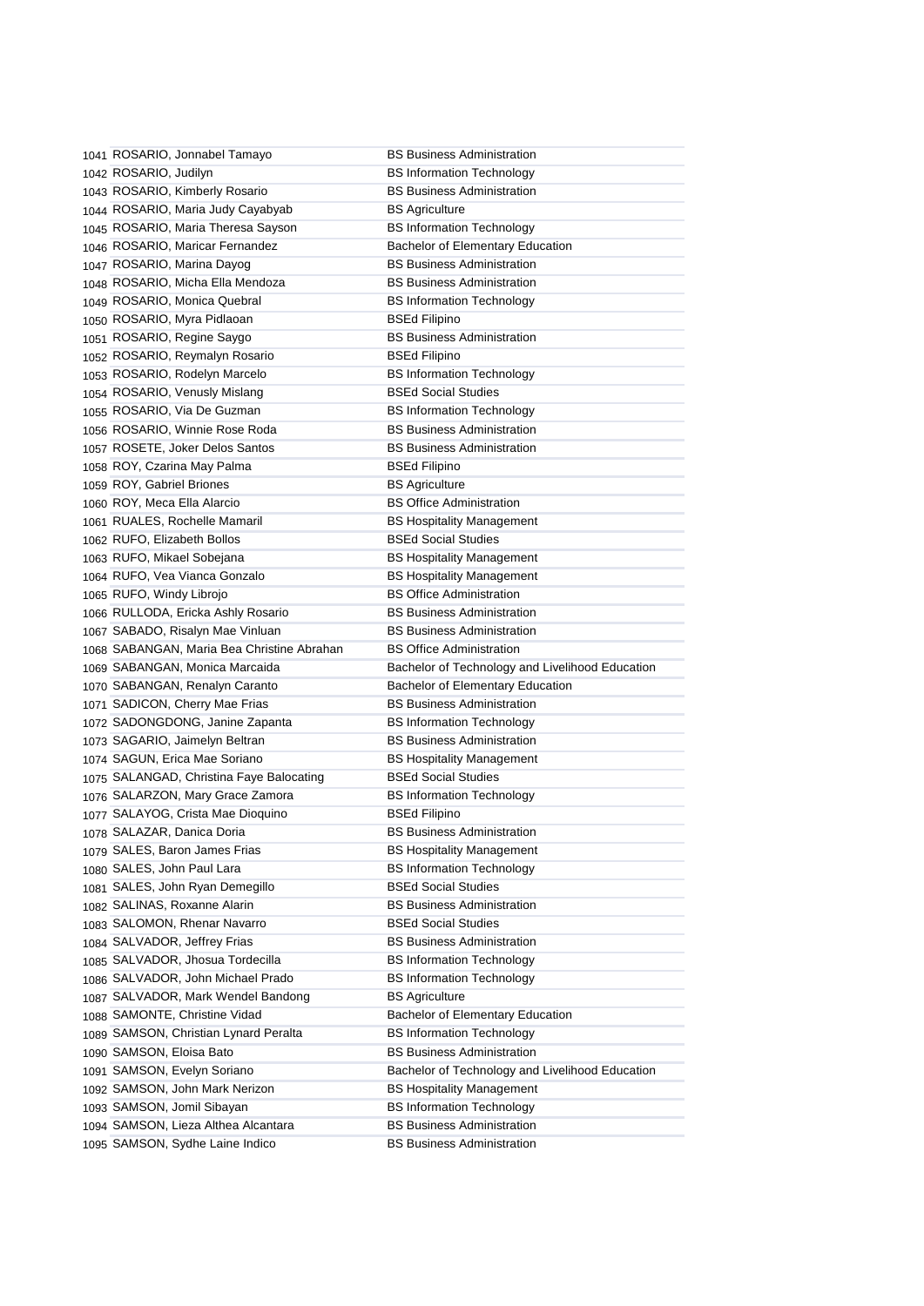| | | |
|---|---|---|
| 1041 | ROSARIO, Jonnabel Tamayo | BS Business Administration |
| 1042 | ROSARIO, Judilyn | BS Information Technology |
| 1043 | ROSARIO, Kimberly Rosario | BS Business Administration |
| 1044 | ROSARIO, Maria Judy Cayabyab | BS Agriculture |
| 1045 | ROSARIO, Maria Theresa Sayson | BS Information Technology |
| 1046 | ROSARIO, Maricar Fernandez | Bachelor of Elementary Education |
| 1047 | ROSARIO, Marina Dayog | BS Business Administration |
| 1048 | ROSARIO, Micha Ella Mendoza | BS Business Administration |
| 1049 | ROSARIO, Monica Quebral | BS Information Technology |
| 1050 | ROSARIO, Myra Pidlaoan | BSEd Filipino |
| 1051 | ROSARIO, Regine Saygo | BS Business Administration |
| 1052 | ROSARIO, Reymalyn Rosario | BSEd Filipino |
| 1053 | ROSARIO, Rodelyn Marcelo | BS Information Technology |
| 1054 | ROSARIO, Venusly Mislang | BSEd Social Studies |
| 1055 | ROSARIO, Via De Guzman | BS Information Technology |
| 1056 | ROSARIO, Winnie Rose Roda | BS Business Administration |
| 1057 | ROSETE, Joker Delos Santos | BS Business Administration |
| 1058 | ROY, Czarina May Palma | BSEd Filipino |
| 1059 | ROY, Gabriel Briones | BS Agriculture |
| 1060 | ROY, Meca Ella Alarcio | BS Office Administration |
| 1061 | RUALES, Rochelle Mamaril | BS Hospitality Management |
| 1062 | RUFO, Elizabeth Bollos | BSEd Social Studies |
| 1063 | RUFO, Mikael Sobejana | BS Hospitality Management |
| 1064 | RUFO, Vea Vianca Gonzalo | BS Hospitality Management |
| 1065 | RUFO, Windy Librojo | BS Office Administration |
| 1066 | RULLODA, Ericka Ashly Rosario | BS Business Administration |
| 1067 | SABADO, Risalyn Mae Vinluan | BS Business Administration |
| 1068 | SABANGAN, Maria Bea Christine Abrahan | BS Office Administration |
| 1069 | SABANGAN, Monica Marcaida | Bachelor of Technology and Livelihood Education |
| 1070 | SABANGAN, Renalyn Caranto | Bachelor of Elementary Education |
| 1071 | SADICON, Cherry Mae Frias | BS Business Administration |
| 1072 | SADONGDONG, Janine Zapanta | BS Information Technology |
| 1073 | SAGARIO, Jaimelyn Beltran | BS Business Administration |
| 1074 | SAGUN, Erica Mae Soriano | BS Hospitality Management |
| 1075 | SALANGAD, Christina Faye Balocating | BSEd Social Studies |
| 1076 | SALARZON, Mary Grace Zamora | BS Information Technology |
| 1077 | SALAYOG, Crista Mae Dioquino | BSEd Filipino |
| 1078 | SALAZAR, Danica Doria | BS Business Administration |
| 1079 | SALES, Baron James Frias | BS Hospitality Management |
| 1080 | SALES, John Paul Lara | BS Information Technology |
| 1081 | SALES, John Ryan Demegillo | BSEd Social Studies |
| 1082 | SALINAS, Roxanne Alarin | BS Business Administration |
| 1083 | SALOMON, Rhenar Navarro | BSEd Social Studies |
| 1084 | SALVADOR, Jeffrey Frias | BS Business Administration |
| 1085 | SALVADOR, Jhosua Tordecilla | BS Information Technology |
| 1086 | SALVADOR, John Michael Prado | BS Information Technology |
| 1087 | SALVADOR, Mark Wendel Bandong | BS Agriculture |
| 1088 | SAMONTE, Christine Vidad | Bachelor of Elementary Education |
| 1089 | SAMSON, Christian Lynard Peralta | BS Information Technology |
| 1090 | SAMSON, Eloisa Bato | BS Business Administration |
| 1091 | SAMSON, Evelyn Soriano | Bachelor of Technology and Livelihood Education |
| 1092 | SAMSON, John Mark Nerizon | BS Hospitality Management |
| 1093 | SAMSON, Jomil Sibayan | BS Information Technology |
| 1094 | SAMSON, Lieza Althea Alcantara | BS Business Administration |
| 1095 | SAMSON, Sydhe Laine Indico | BS Business Administration |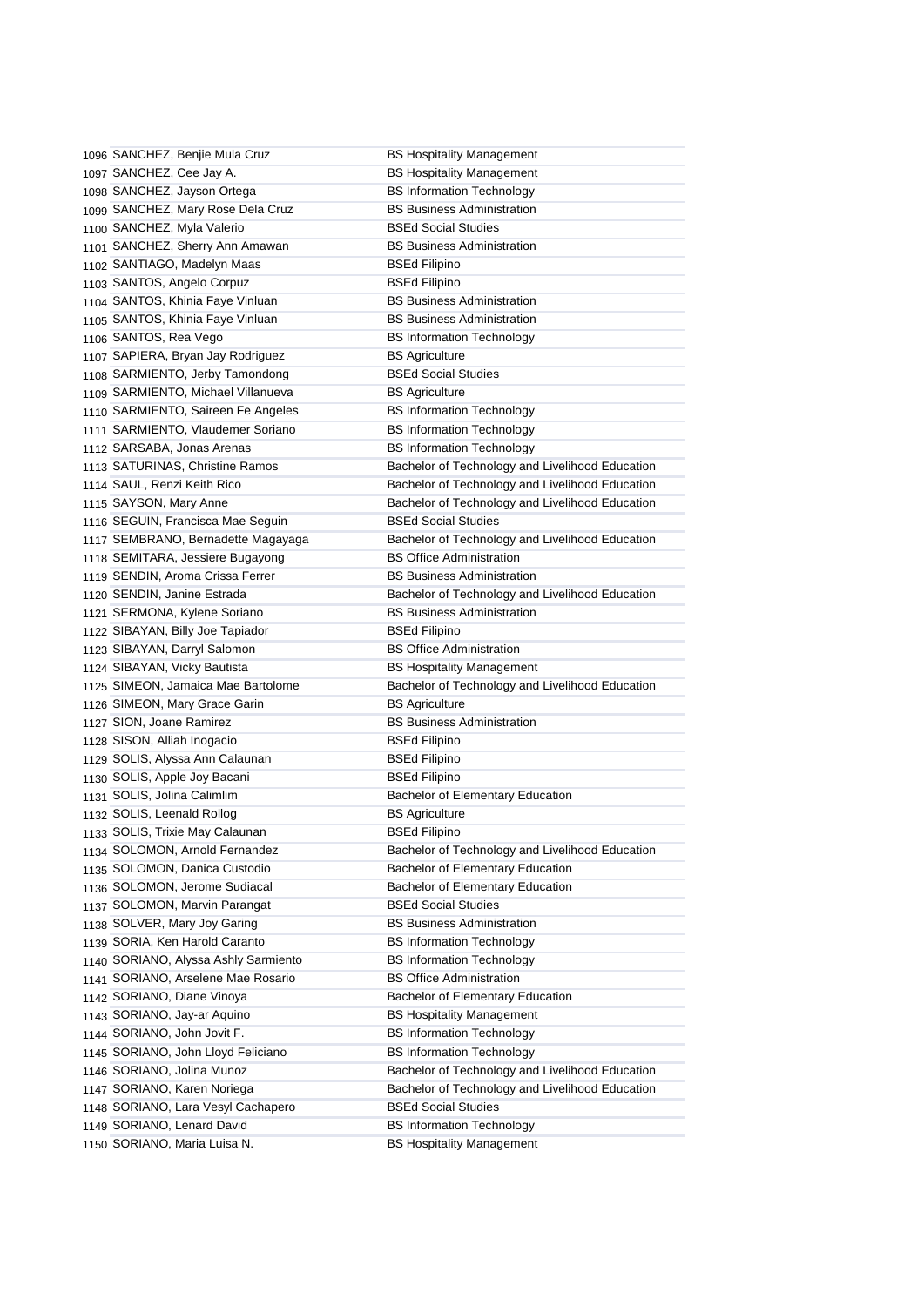| | | |
|---|---|---|
| 1096 | SANCHEZ, Benjie Mula Cruz | BS Hospitality Management |
| 1097 | SANCHEZ, Cee Jay A. | BS Hospitality Management |
| 1098 | SANCHEZ, Jayson Ortega | BS Information Technology |
| 1099 | SANCHEZ, Mary Rose Dela Cruz | BS Business Administration |
| 1100 | SANCHEZ, Myla Valerio | BSEd Social Studies |
| 1101 | SANCHEZ, Sherry Ann Amawan | BS Business Administration |
| 1102 | SANTIAGO, Madelyn Maas | BSEd Filipino |
| 1103 | SANTOS, Angelo Corpuz | BSEd Filipino |
| 1104 | SANTOS, Khinia Faye Vinluan | BS Business Administration |
| 1105 | SANTOS, Khinia Faye Vinluan | BS Business Administration |
| 1106 | SANTOS, Rea Vego | BS Information Technology |
| 1107 | SAPIERA, Bryan Jay Rodriguez | BS Agriculture |
| 1108 | SARMIENTO, Jerby Tamondong | BSEd Social Studies |
| 1109 | SARMIENTO, Michael Villanueva | BS Agriculture |
| 1110 | SARMIENTO, Saireen Fe Angeles | BS Information Technology |
| 1111 | SARMIENTO, Vlaudemer Soriano | BS Information Technology |
| 1112 | SARSABA, Jonas Arenas | BS Information Technology |
| 1113 | SATURINAS, Christine Ramos | Bachelor of Technology and Livelihood Education |
| 1114 | SAUL, Renzi Keith Rico | Bachelor of Technology and Livelihood Education |
| 1115 | SAYSON, Mary Anne | Bachelor of Technology and Livelihood Education |
| 1116 | SEGUIN, Francisca Mae Seguin | BSEd Social Studies |
| 1117 | SEMBRANO, Bernadette Magayaga | Bachelor of Technology and Livelihood Education |
| 1118 | SEMITARA, Jessiere Bugayong | BS Office Administration |
| 1119 | SENDIN, Aroma Crissa Ferrer | BS Business Administration |
| 1120 | SENDIN, Janine Estrada | Bachelor of Technology and Livelihood Education |
| 1121 | SERMONA, Kylene Soriano | BS Business Administration |
| 1122 | SIBAYAN, Billy Joe Tapiador | BSEd Filipino |
| 1123 | SIBAYAN, Darryl Salomon | BS Office Administration |
| 1124 | SIBAYAN, Vicky Bautista | BS Hospitality Management |
| 1125 | SIMEON, Jamaica Mae Bartolome | Bachelor of Technology and Livelihood Education |
| 1126 | SIMEON, Mary Grace Garin | BS Agriculture |
| 1127 | SION, Joane Ramirez | BS Business Administration |
| 1128 | SISON, Alliah Inogacio | BSEd Filipino |
| 1129 | SOLIS, Alyssa Ann Calaunan | BSEd Filipino |
| 1130 | SOLIS, Apple Joy Bacani | BSEd Filipino |
| 1131 | SOLIS, Jolina Calimlim | Bachelor of Elementary Education |
| 1132 | SOLIS, Leenald Rollog | BS Agriculture |
| 1133 | SOLIS, Trixie May Calaunan | BSEd Filipino |
| 1134 | SOLOMON, Arnold Fernandez | Bachelor of Technology and Livelihood Education |
| 1135 | SOLOMON, Danica Custodio | Bachelor of Elementary Education |
| 1136 | SOLOMON, Jerome Sudiacal | Bachelor of Elementary Education |
| 1137 | SOLOMON, Marvin Parangat | BSEd Social Studies |
| 1138 | SOLVER, Mary Joy Garing | BS Business Administration |
| 1139 | SORIA, Ken Harold Caranto | BS Information Technology |
| 1140 | SORIANO, Alyssa Ashly Sarmiento | BS Information Technology |
| 1141 | SORIANO, Arselene Mae Rosario | BS Office Administration |
| 1142 | SORIANO, Diane Vinoya | Bachelor of Elementary Education |
| 1143 | SORIANO, Jay-ar Aquino | BS Hospitality Management |
| 1144 | SORIANO, John Jovit F. | BS Information Technology |
| 1145 | SORIANO, John Lloyd Feliciano | BS Information Technology |
| 1146 | SORIANO, Jolina Munoz | Bachelor of Technology and Livelihood Education |
| 1147 | SORIANO, Karen Noriega | Bachelor of Technology and Livelihood Education |
| 1148 | SORIANO, Lara Vesyl Cachapero | BSEd Social Studies |
| 1149 | SORIANO, Lenard David | BS Information Technology |
| 1150 | SORIANO, Maria Luisa N. | BS Hospitality Management |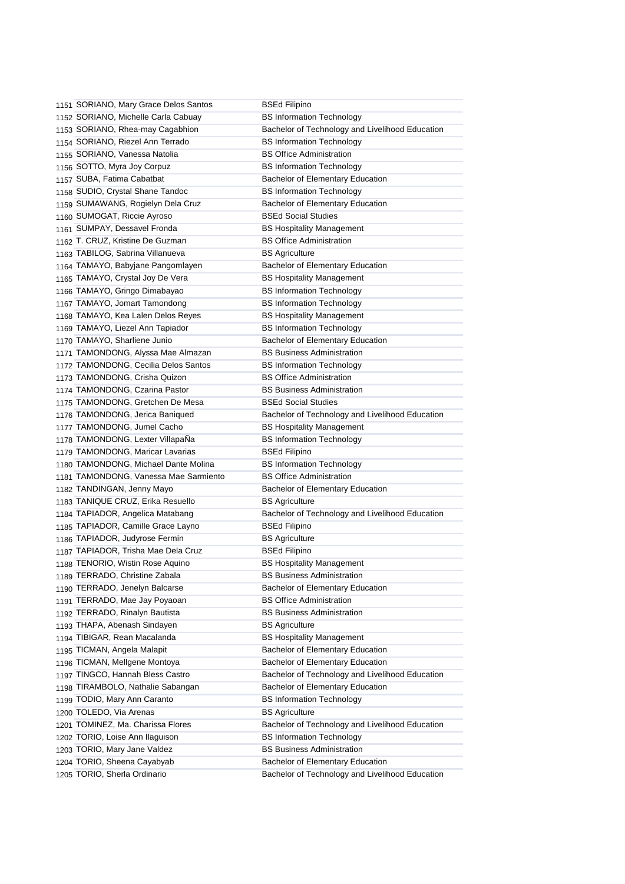| | | |
|---|---|---|
| 1151 | SORIANO, Mary Grace Delos Santos | BSEd Filipino |
| 1152 | SORIANO, Michelle Carla Cabuay | BS Information Technology |
| 1153 | SORIANO, Rhea-may Cagabhion | Bachelor of Technology and Livelihood Education |
| 1154 | SORIANO, Riezel Ann Terrado | BS Information Technology |
| 1155 | SORIANO, Vanessa Natolia | BS Office Administration |
| 1156 | SOTTO, Myra Joy Corpuz | BS Information Technology |
| 1157 | SUBA, Fatima Cabatbat | Bachelor of Elementary Education |
| 1158 | SUDIO, Crystal Shane Tandoc | BS Information Technology |
| 1159 | SUMAWANG, Rogielyn Dela Cruz | Bachelor of Elementary Education |
| 1160 | SUMOGAT, Riccie Ayroso | BSEd Social Studies |
| 1161 | SUMPAY, Dessavel Fronda | BS Hospitality Management |
| 1162 | T. CRUZ, Kristine De Guzman | BS Office Administration |
| 1163 | TABILOG, Sabrina Villanueva | BS Agriculture |
| 1164 | TAMAYO, Babyjane Pangomlayen | Bachelor of Elementary Education |
| 1165 | TAMAYO, Crystal Joy De Vera | BS Hospitality Management |
| 1166 | TAMAYO, Gringo Dimabayao | BS Information Technology |
| 1167 | TAMAYO, Jomart Tamondong | BS Information Technology |
| 1168 | TAMAYO, Kea Lalen Delos Reyes | BS Hospitality Management |
| 1169 | TAMAYO, Liezel Ann Tapiador | BS Information Technology |
| 1170 | TAMAYO, Sharliene Junio | Bachelor of Elementary Education |
| 1171 | TAMONDONG, Alyssa Mae Almazan | BS Business Administration |
| 1172 | TAMONDONG, Cecilia Delos Santos | BS Information Technology |
| 1173 | TAMONDONG, Crisha Quizon | BS Office Administration |
| 1174 | TAMONDONG, Czarina Pastor | BS Business Administration |
| 1175 | TAMONDONG, Gretchen De Mesa | BSEd Social Studies |
| 1176 | TAMONDONG, Jerica Baniqued | Bachelor of Technology and Livelihood Education |
| 1177 | TAMONDONG, Jumel Cacho | BS Hospitality Management |
| 1178 | TAMONDONG, Lexter VillapaÑa | BS Information Technology |
| 1179 | TAMONDONG, Maricar Lavarias | BSEd Filipino |
| 1180 | TAMONDONG, Michael Dante Molina | BS Information Technology |
| 1181 | TAMONDONG, Vanessa Mae Sarmiento | BS Office Administration |
| 1182 | TANDINGAN, Jenny Mayo | Bachelor of Elementary Education |
| 1183 | TANIQUE CRUZ, Erika Resuello | BS Agriculture |
| 1184 | TAPIADOR, Angelica Matabang | Bachelor of Technology and Livelihood Education |
| 1185 | TAPIADOR, Camille Grace Layno | BSEd Filipino |
| 1186 | TAPIADOR, Judyrose Fermin | BS Agriculture |
| 1187 | TAPIADOR, Trisha Mae Dela Cruz | BSEd Filipino |
| 1188 | TENORIO, Wistin Rose Aquino | BS Hospitality Management |
| 1189 | TERRADO, Christine Zabala | BS Business Administration |
| 1190 | TERRADO, Jenelyn Balcarse | Bachelor of Elementary Education |
| 1191 | TERRADO, Mae Jay Poyaoan | BS Office Administration |
| 1192 | TERRADO, Rinalyn Bautista | BS Business Administration |
| 1193 | THAPA, Abenash Sindayen | BS Agriculture |
| 1194 | TIBIGAR, Rean Macalanda | BS Hospitality Management |
| 1195 | TICMAN, Angela Malapit | Bachelor of Elementary Education |
| 1196 | TICMAN, Mellgene Montoya | Bachelor of Elementary Education |
| 1197 | TINGCO, Hannah Bless Castro | Bachelor of Technology and Livelihood Education |
| 1198 | TIRAMBOLO, Nathalie Sabangan | Bachelor of Elementary Education |
| 1199 | TODIO, Mary Ann Caranto | BS Information Technology |
| 1200 | TOLEDO, Via Arenas | BS Agriculture |
| 1201 | TOMINEZ, Ma. Charissa Flores | Bachelor of Technology and Livelihood Education |
| 1202 | TORIO, Loise Ann Ilaguison | BS Information Technology |
| 1203 | TORIO, Mary Jane Valdez | BS Business Administration |
| 1204 | TORIO, Sheena Cayabyab | Bachelor of Elementary Education |
| 1205 | TORIO, Sherla Ordinario | Bachelor of Technology and Livelihood Education |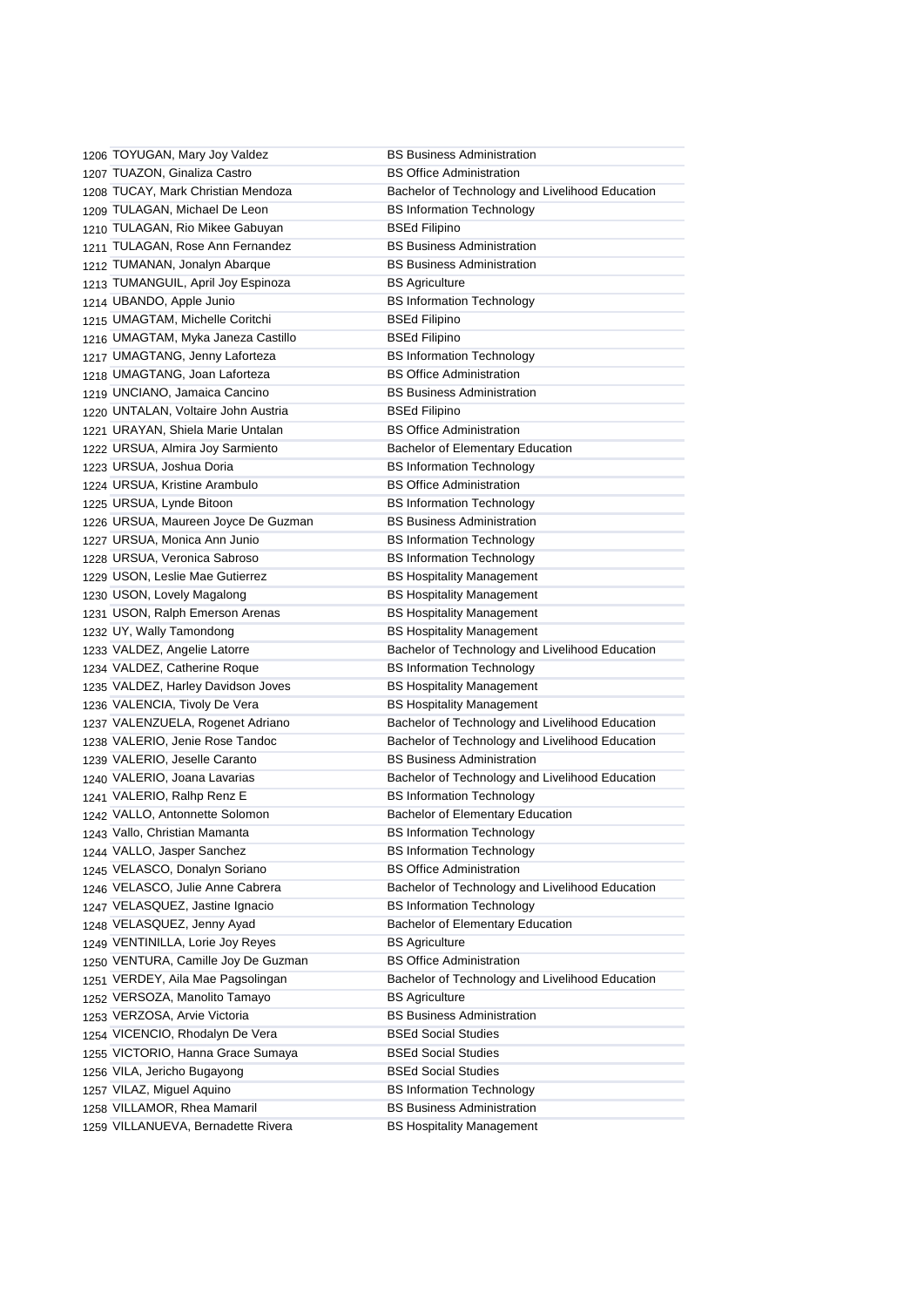| | | |
|---|---|---|
| 1206 | TOYUGAN, Mary Joy Valdez | BS Business Administration |
| 1207 | TUAZON, Ginaliza Castro | BS Office Administration |
| 1208 | TUCAY, Mark Christian Mendoza | Bachelor of Technology and Livelihood Education |
| 1209 | TULAGAN, Michael De Leon | BS Information Technology |
| 1210 | TULAGAN, Rio Mikee Gabuyan | BSEd Filipino |
| 1211 | TULAGAN, Rose Ann Fernandez | BS Business Administration |
| 1212 | TUMANAN, Jonalyn Abarque | BS Business Administration |
| 1213 | TUMANGUIL, April Joy Espinoza | BS Agriculture |
| 1214 | UBANDO, Apple Junio | BS Information Technology |
| 1215 | UMAGTAM, Michelle Coritchi | BSEd Filipino |
| 1216 | UMAGTAM, Myka Janeza Castillo | BSEd Filipino |
| 1217 | UMAGTANG, Jenny Laforteza | BS Information Technology |
| 1218 | UMAGTANG, Joan Laforteza | BS Office Administration |
| 1219 | UNCIANO, Jamaica Cancino | BS Business Administration |
| 1220 | UNTALAN, Voltaire John Austria | BSEd Filipino |
| 1221 | URAYAN, Shiela Marie Untalan | BS Office Administration |
| 1222 | URSUA, Almira Joy Sarmiento | Bachelor of Elementary Education |
| 1223 | URSUA, Joshua Doria | BS Information Technology |
| 1224 | URSUA, Kristine Arambulo | BS Office Administration |
| 1225 | URSUA, Lynde Bitoon | BS Information Technology |
| 1226 | URSUA, Maureen Joyce De Guzman | BS Business Administration |
| 1227 | URSUA, Monica Ann Junio | BS Information Technology |
| 1228 | URSUA, Veronica Sabroso | BS Information Technology |
| 1229 | USON, Leslie Mae Gutierrez | BS Hospitality Management |
| 1230 | USON, Lovely Magalong | BS Hospitality Management |
| 1231 | USON, Ralph Emerson Arenas | BS Hospitality Management |
| 1232 | UY, Wally Tamondong | BS Hospitality Management |
| 1233 | VALDEZ, Angelie Latorre | Bachelor of Technology and Livelihood Education |
| 1234 | VALDEZ, Catherine Roque | BS Information Technology |
| 1235 | VALDEZ, Harley Davidson Joves | BS Hospitality Management |
| 1236 | VALENCIA, Tivoly De Vera | BS Hospitality Management |
| 1237 | VALENZUELA, Rogenet Adriano | Bachelor of Technology and Livelihood Education |
| 1238 | VALERIO, Jenie Rose Tandoc | Bachelor of Technology and Livelihood Education |
| 1239 | VALERIO, Jeselle Caranto | BS Business Administration |
| 1240 | VALERIO, Joana Lavarias | Bachelor of Technology and Livelihood Education |
| 1241 | VALERIO, Ralhp Renz E | BS Information Technology |
| 1242 | VALLO, Antonnette Solomon | Bachelor of Elementary Education |
| 1243 | Vallo, Christian Mamanta | BS Information Technology |
| 1244 | VALLO, Jasper Sanchez | BS Information Technology |
| 1245 | VELASCO, Donalyn Soriano | BS Office Administration |
| 1246 | VELASCO, Julie Anne Cabrera | Bachelor of Technology and Livelihood Education |
| 1247 | VELASQUEZ, Jastine Ignacio | BS Information Technology |
| 1248 | VELASQUEZ, Jenny Ayad | Bachelor of Elementary Education |
| 1249 | VENTINILLA, Lorie Joy Reyes | BS Agriculture |
| 1250 | VENTURA, Camille Joy De Guzman | BS Office Administration |
| 1251 | VERDEY, Aila Mae Pagsolingan | Bachelor of Technology and Livelihood Education |
| 1252 | VERSOZA, Manolito Tamayo | BS Agriculture |
| 1253 | VERZOSA, Arvie Victoria | BS Business Administration |
| 1254 | VICENCIO, Rhodalyn De Vera | BSEd Social Studies |
| 1255 | VICTORIO, Hanna Grace Sumaya | BSEd Social Studies |
| 1256 | VILA, Jericho Bugayong | BSEd Social Studies |
| 1257 | VILAZ, Miguel Aquino | BS Information Technology |
| 1258 | VILLAMOR, Rhea Mamaril | BS Business Administration |
| 1259 | VILLANUEVA, Bernadette Rivera | BS Hospitality Management |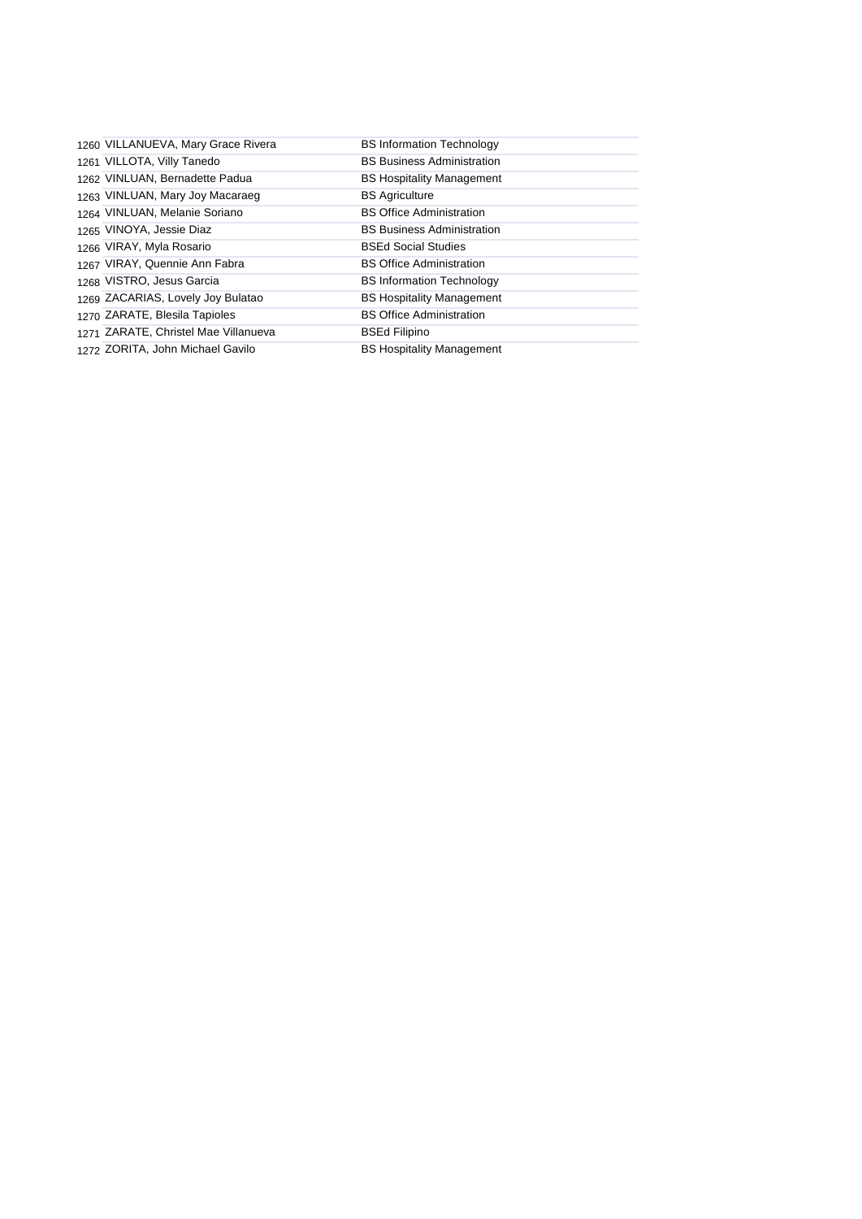| | | |
|---|---|---|
| 1260 | VILLANUEVA, Mary Grace Rivera | BS Information Technology |
| 1261 | VILLOTA, Villy Tanedo | BS Business Administration |
| 1262 | VINLUAN, Bernadette Padua | BS Hospitality Management |
| 1263 | VINLUAN, Mary Joy Macaraeg | BS Agriculture |
| 1264 | VINLUAN, Melanie Soriano | BS Office Administration |
| 1265 | VINOYA, Jessie Diaz | BS Business Administration |
| 1266 | VIRAY, Myla Rosario | BSEd Social Studies |
| 1267 | VIRAY, Quennie Ann Fabra | BS Office Administration |
| 1268 | VISTRO, Jesus Garcia | BS Information Technology |
| 1269 | ZACARIAS, Lovely Joy Bulatao | BS Hospitality Management |
| 1270 | ZARATE, Blesila Tapioles | BS Office Administration |
| 1271 | ZARATE, Christel Mae Villanueva | BSEd Filipino |
| 1272 | ZORITA, John Michael Gavilo | BS Hospitality Management |